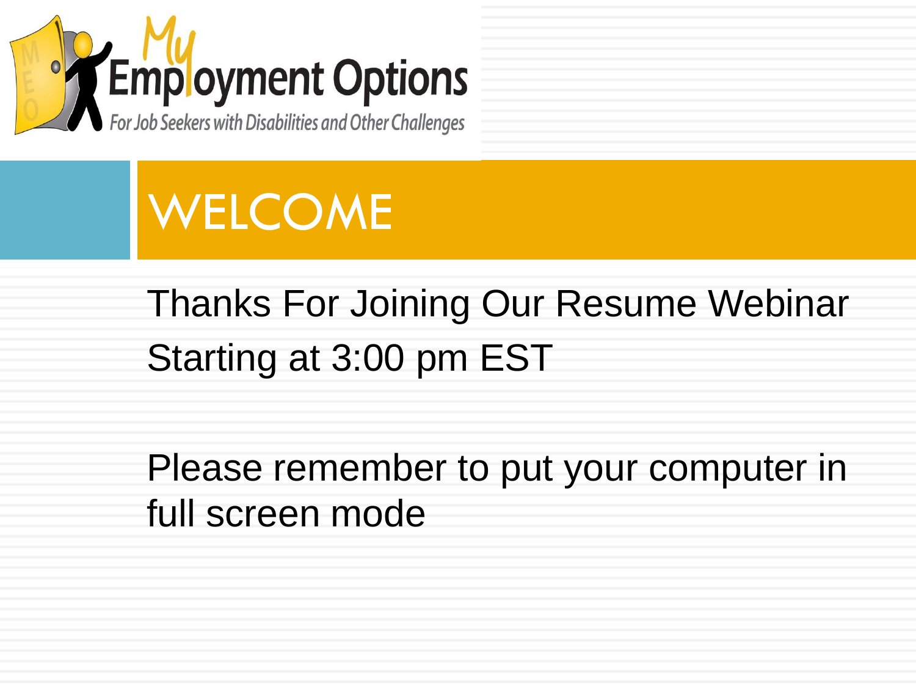My Employment Options

For Job Seekers with Disabilities and Other Challenges

# WELCOME

Thanks For Joining Our Resume Webinar Starting at 3:00 pm EST

Please remember to put your computer in full screen mode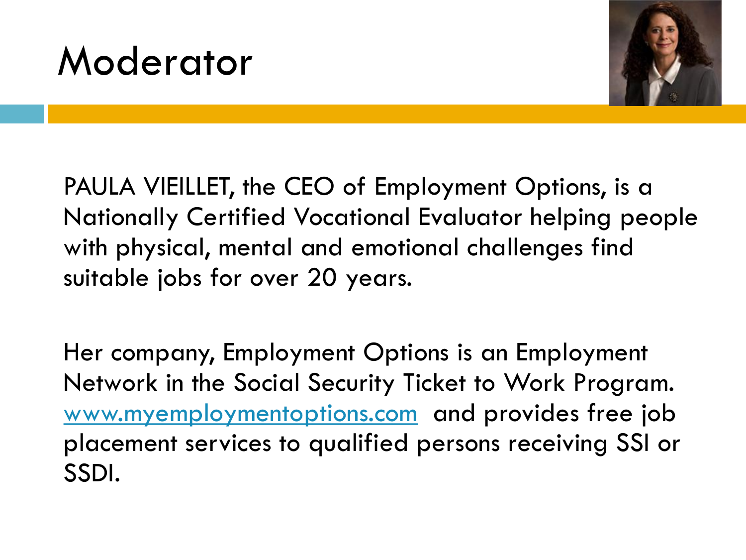# Moderator

PAULA VIEILLET, the CEO of Employment Options, is a Nationally Certified Vocational Evaluator helping people with physical, mental and emotional challenges find suitable jobs for over 20 years.

Her company, Employment Options is an Employment Network in the Social Security Ticket to Work Program. www.myemploymentoptions.com and provides free job placement services to qualified persons receiving SSI or SSDI.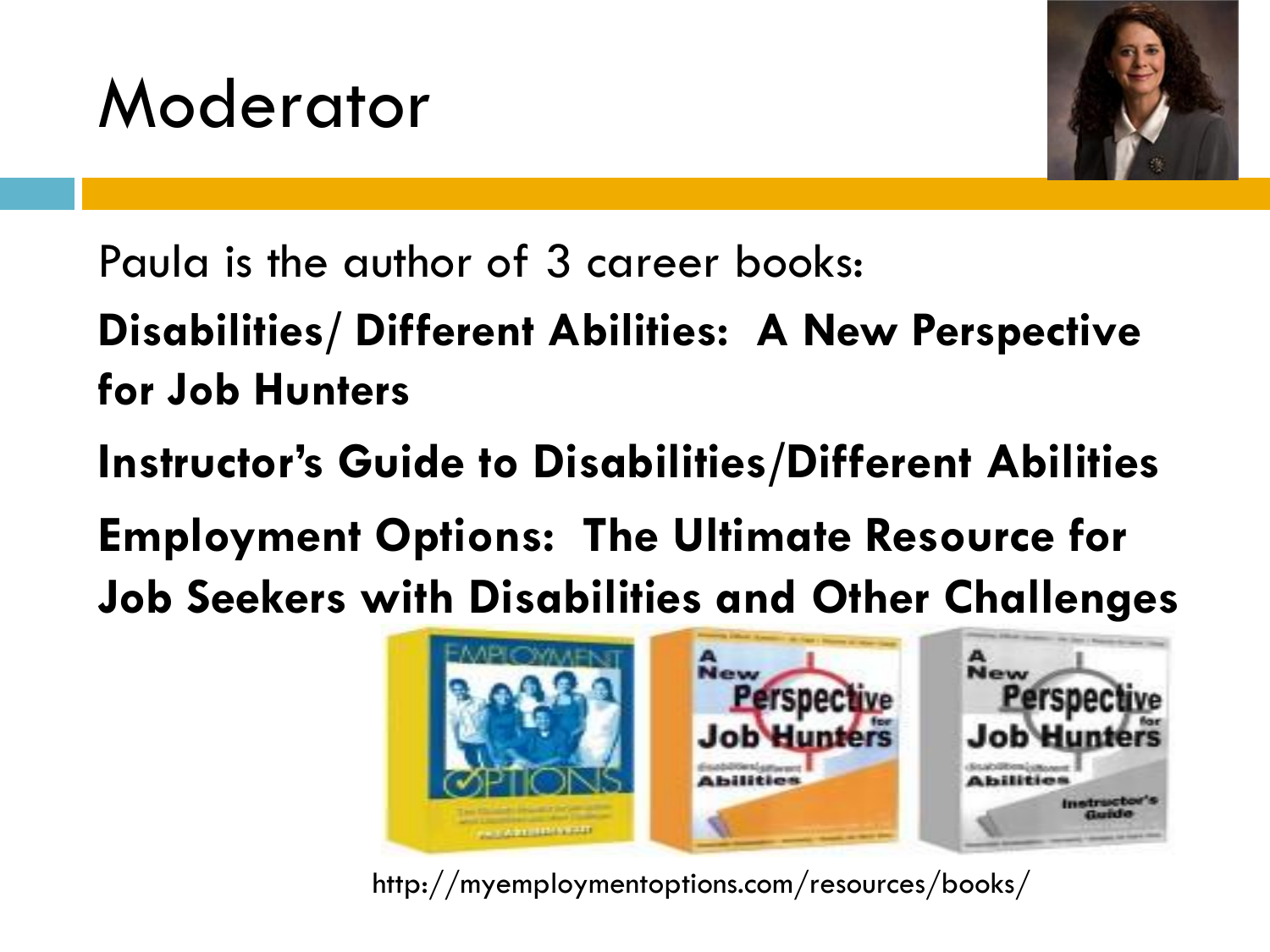# Moderator

Paula is the author of 3 career books:

**Disabilities/ Different Abilities: A New Perspective for Job Hunters**

**Instructor's Guide to Disabilities/Different Abilities**

**Employment Options: The Ultimate Resource for Job Seekers with Disabilities and Other Challenges**

http://myemploymentoptions.com/resources/books/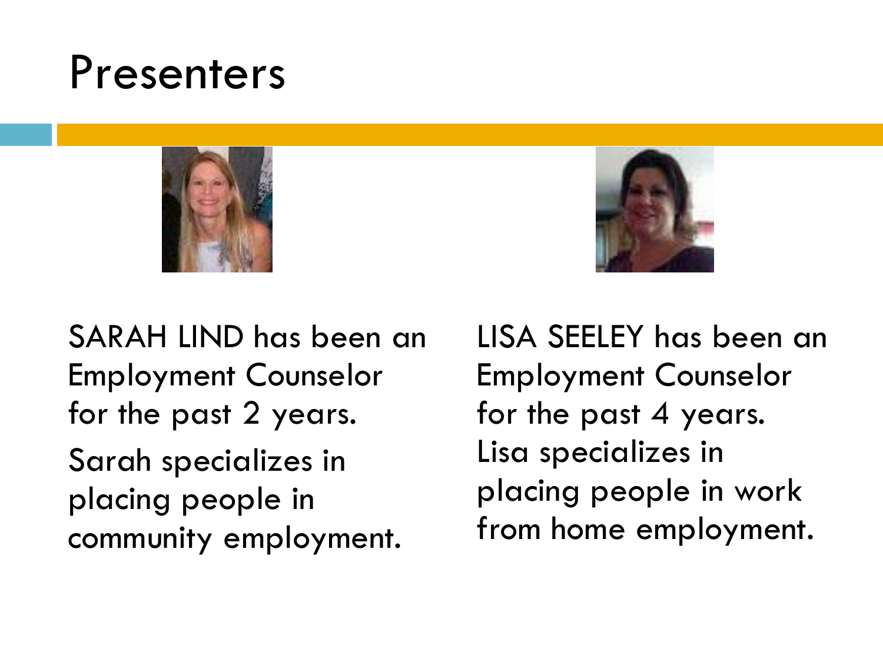# Presenters

SARAH LIND has been an Employment Counselor for the past 2 years.

Sarah specializes in placing people in community employment.

LISA SEELEY has been an Employment Counselor for the past 4 years. Lisa specializes in placing people in work from home employment.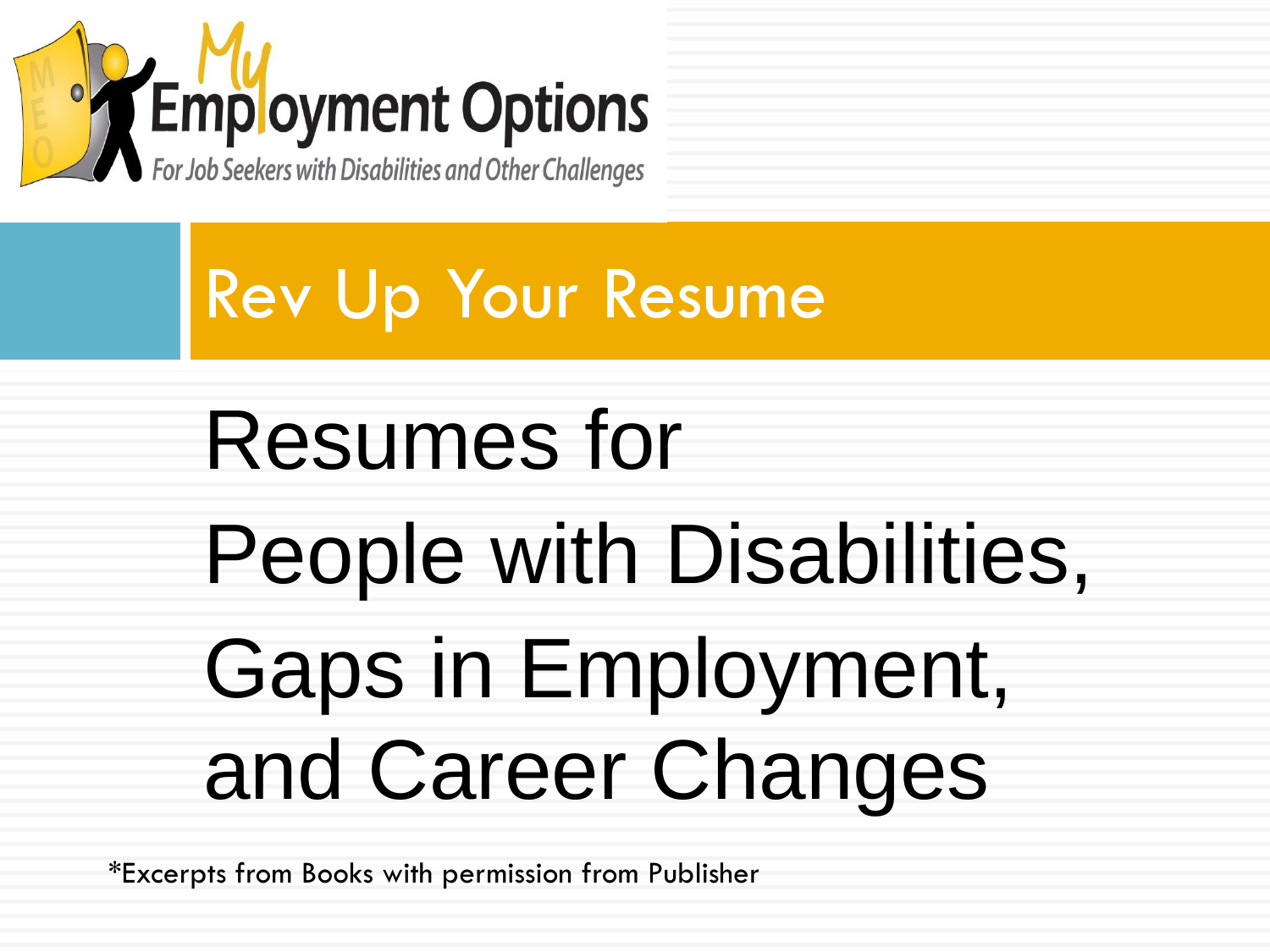My Employment Options

For Job Seekers with Disabilities and Other Challenges

# Rev Up Your Resume

## Resumes for People with Disabilities, Gaps in Employment, and Career Changes

*Excerpts from Books with permission from Publisher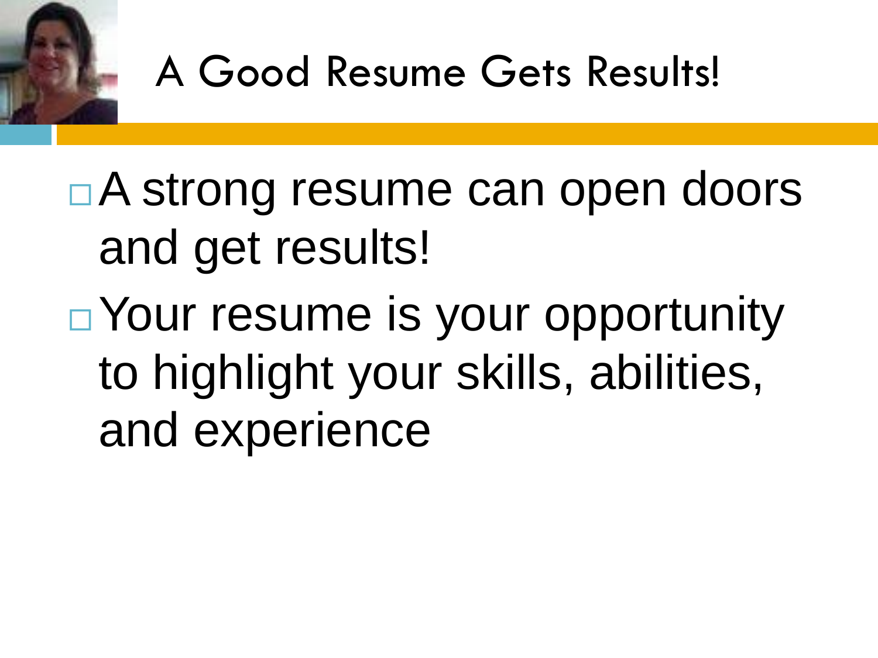# A Good Resume Gets Results!

- A strong resume can open doors and get results!
- Your resume is your opportunity to highlight your skills, abilities, and experience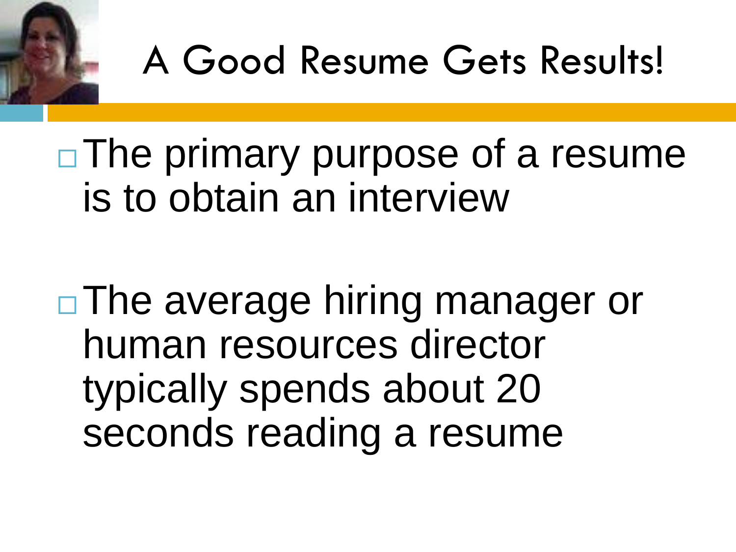# A Good Resume Gets Results!

- The primary purpose of a resume is to obtain an interview

- The average hiring manager or human resources director typically spends about 20 seconds reading a resume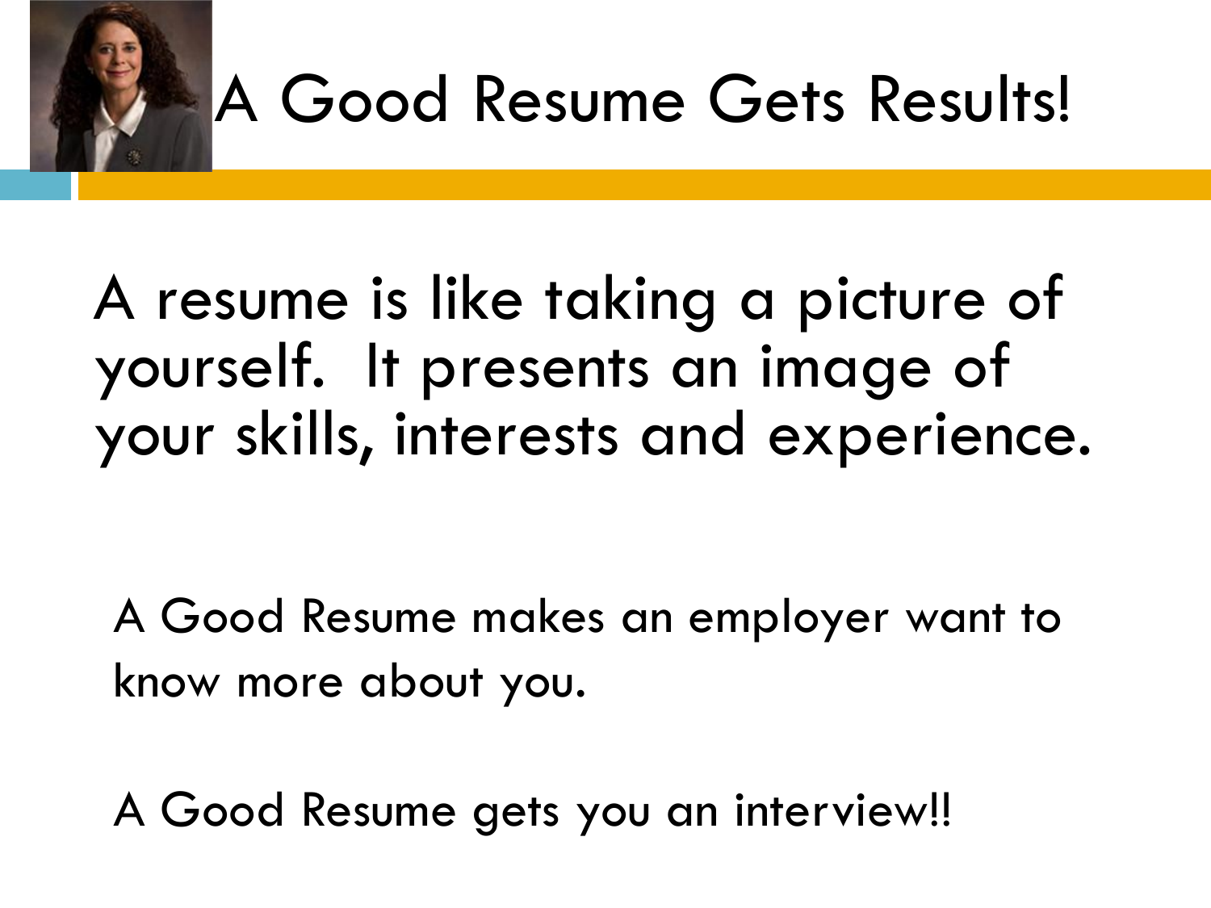# A Good Resume Gets Results!

A resume is like taking a picture of yourself.  It presents an image of your skills, interests and experience.

A Good Resume makes an employer want to know more about you.

A Good Resume gets you an interview!!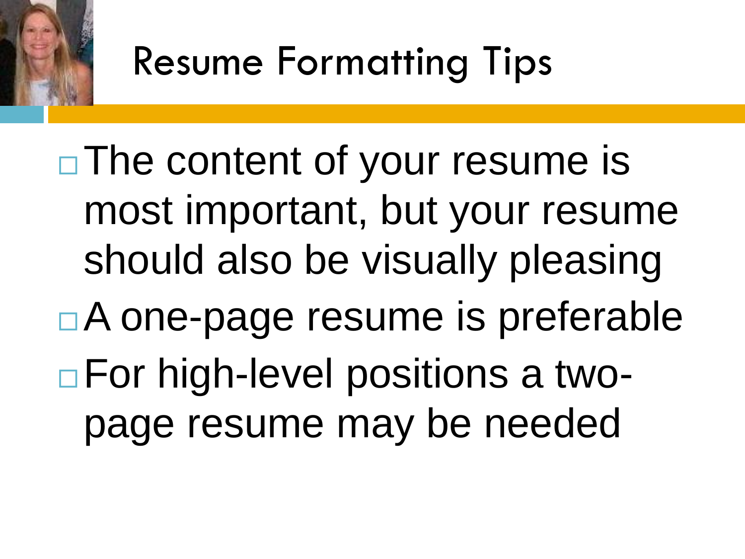# Resume Formatting Tips

- The content of your resume is most important, but your resume should also be visually pleasing
- A one-page resume is preferable
- For high-level positions a two-page resume may be needed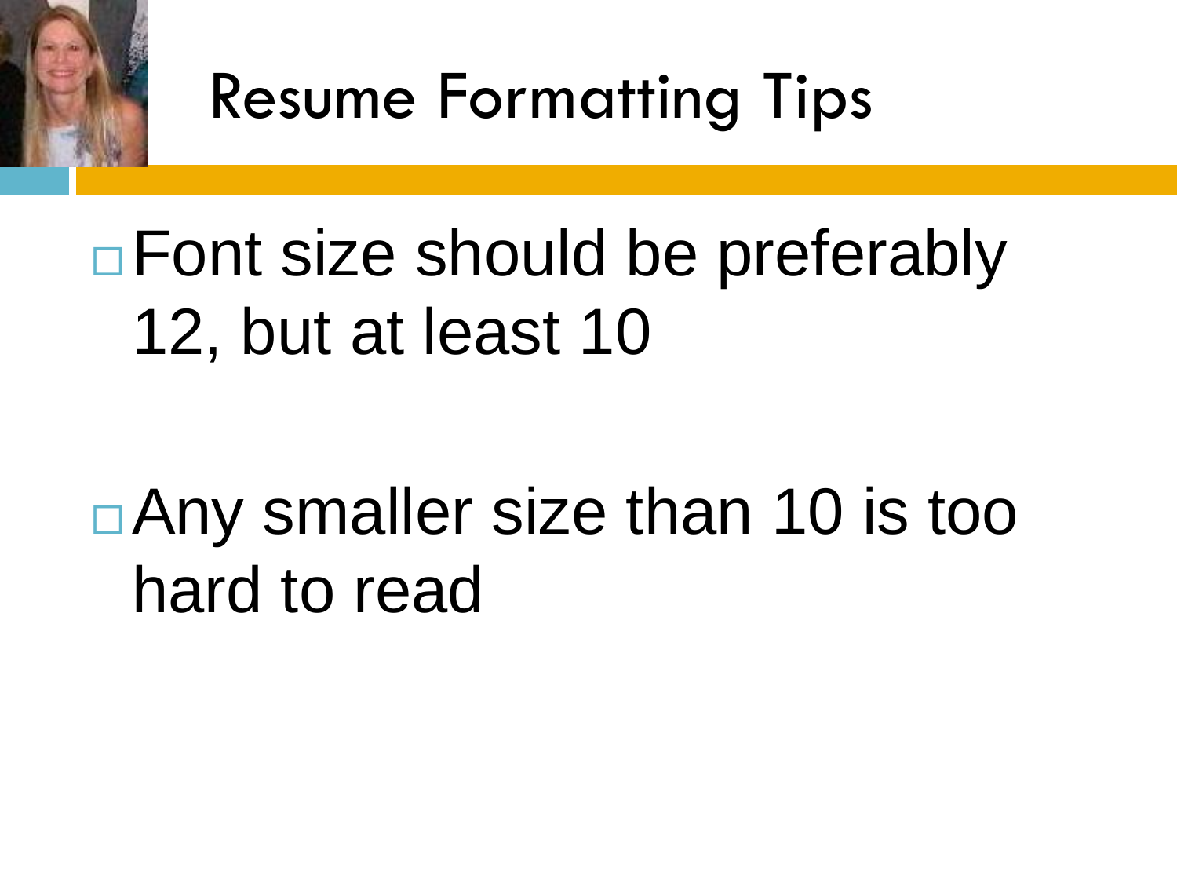# Resume Formatting Tips

- Font size should be preferably 12, but at least 10

- Any smaller size than 10 is too hard to read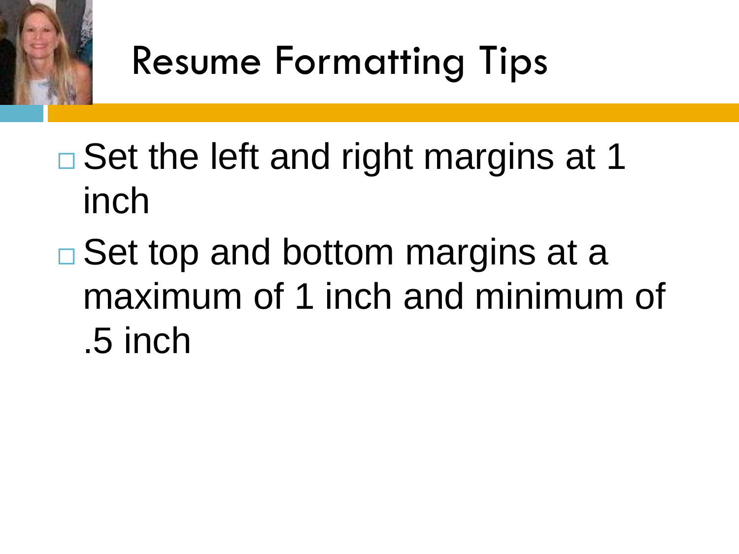# Resume Formatting Tips

- Set the left and right margins at 1 inch
- Set top and bottom margins at a maximum of 1 inch and minimum of .5 inch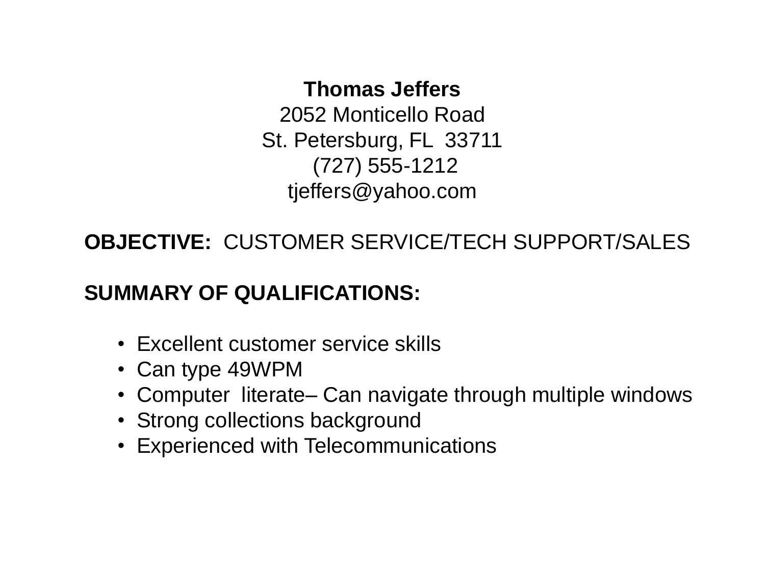**Thomas Jeffers**
2052 Monticello Road
St. Petersburg, FL 33711
(727) 555-1212
tjeffers@yahoo.com

**OBJECTIVE:** CUSTOMER SERVICE/TECH SUPPORT/SALES

**SUMMARY OF QUALIFICATIONS:**

- Excellent customer service skills
- Can type 49WPM
- Computer literate– Can navigate through multiple windows
- Strong collections background
- Experienced with Telecommunications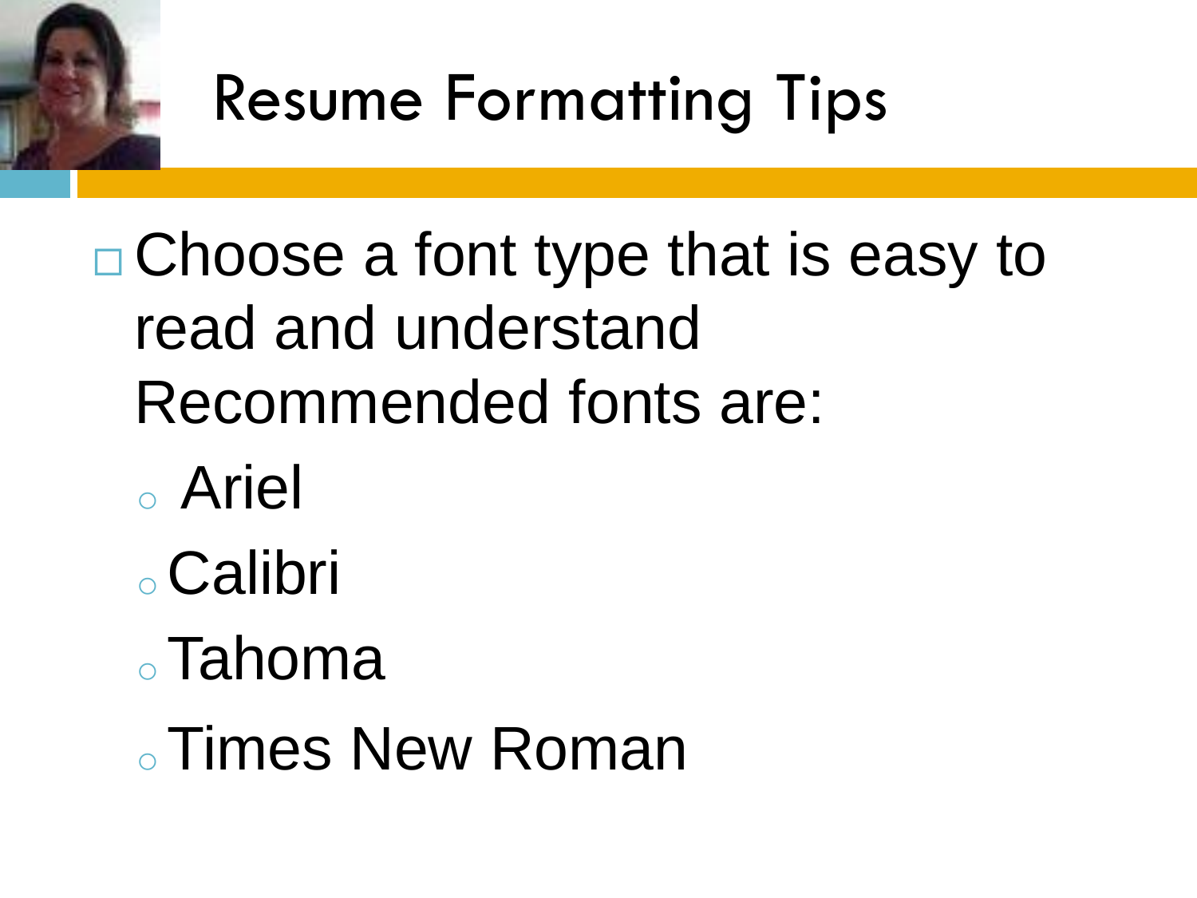# Resume Formatting Tips

- Choose a font type that is easy to read and understand
  Recommended fonts are:
  - Ariel
  - Calibri
  - Tahoma
  - Times New Roman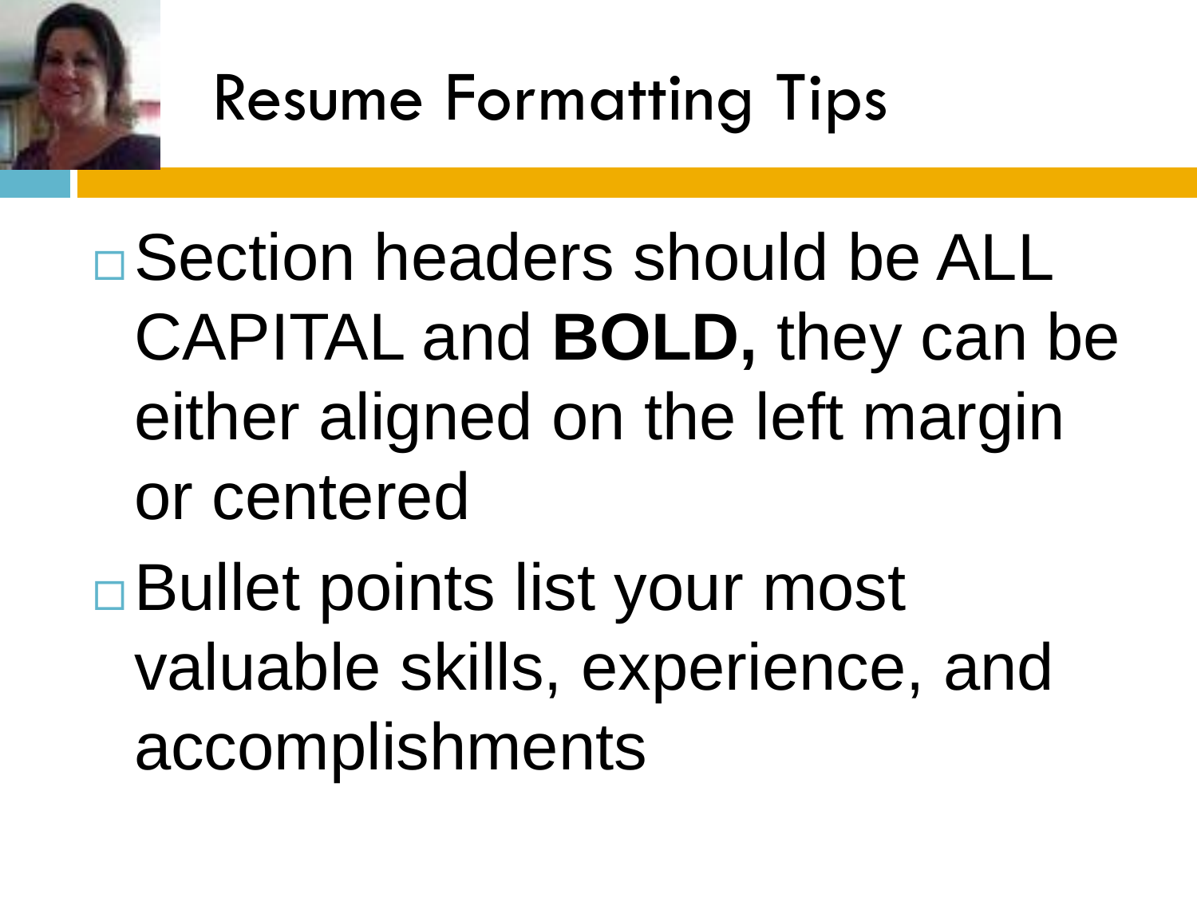# Resume Formatting Tips

- Section headers should be ALL CAPITAL and **BOLD,** they can be either aligned on the left margin or centered
- Bullet points list your most valuable skills, experience, and accomplishments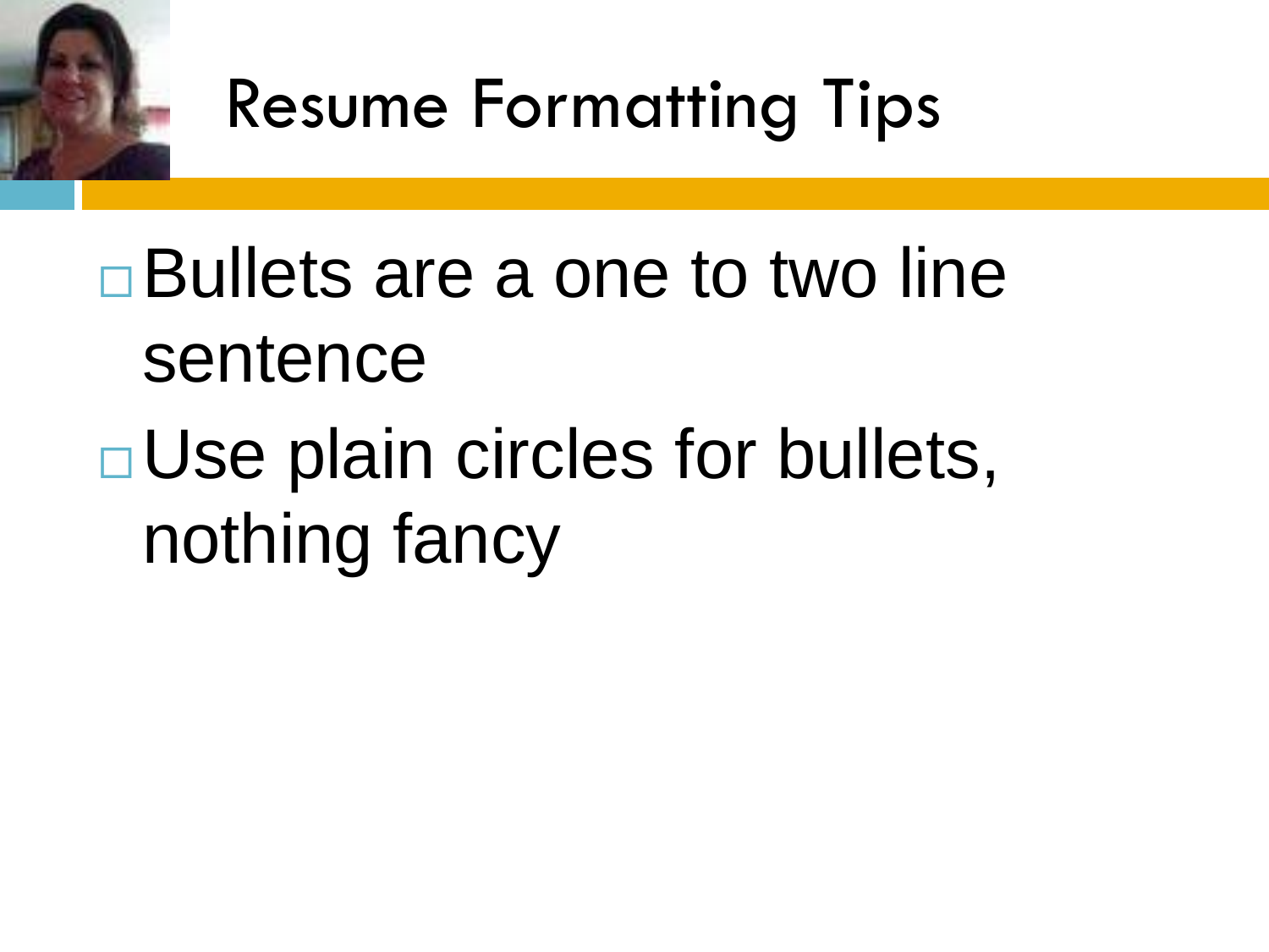# Resume Formatting Tips

- Bullets are a one to two line sentence
- Use plain circles for bullets, nothing fancy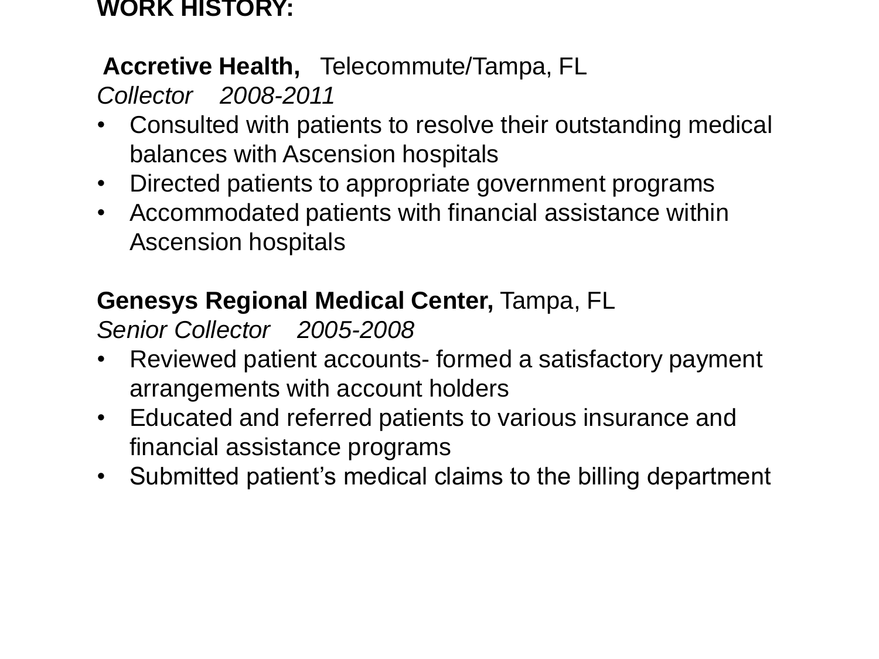**WORK HISTORY:**

**Accretive Health,** Telecommute/Tampa, FL
*Collector 2008-2011*

- Consulted with patients to resolve their outstanding medical balances with Ascension hospitals
- Directed patients to appropriate government programs
- Accommodated patients with financial assistance within Ascension hospitals

**Genesys Regional Medical Center,** Tampa, FL
*Senior Collector 2005-2008*

- Reviewed patient accounts- formed a satisfactory payment arrangements with account holders
- Educated and referred patients to various insurance and financial assistance programs
- Submitted patient's medical claims to the billing department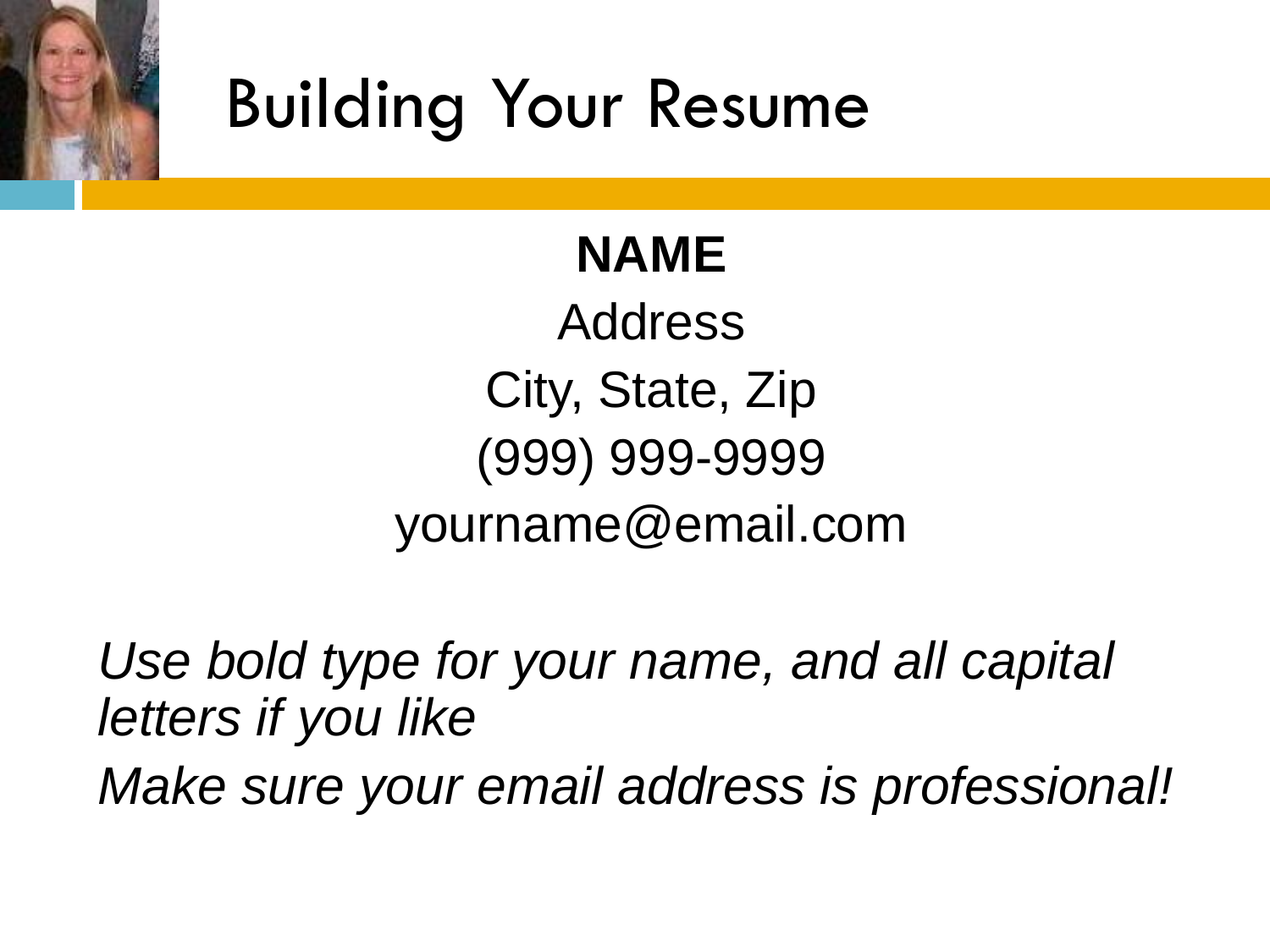# Building Your Resume

**NAME**

Address

City, State, Zip

(999) 999-9999

yourname@email.com

*Use bold type for your name, and all capital letters if you like*

*Make sure your email address is professional!*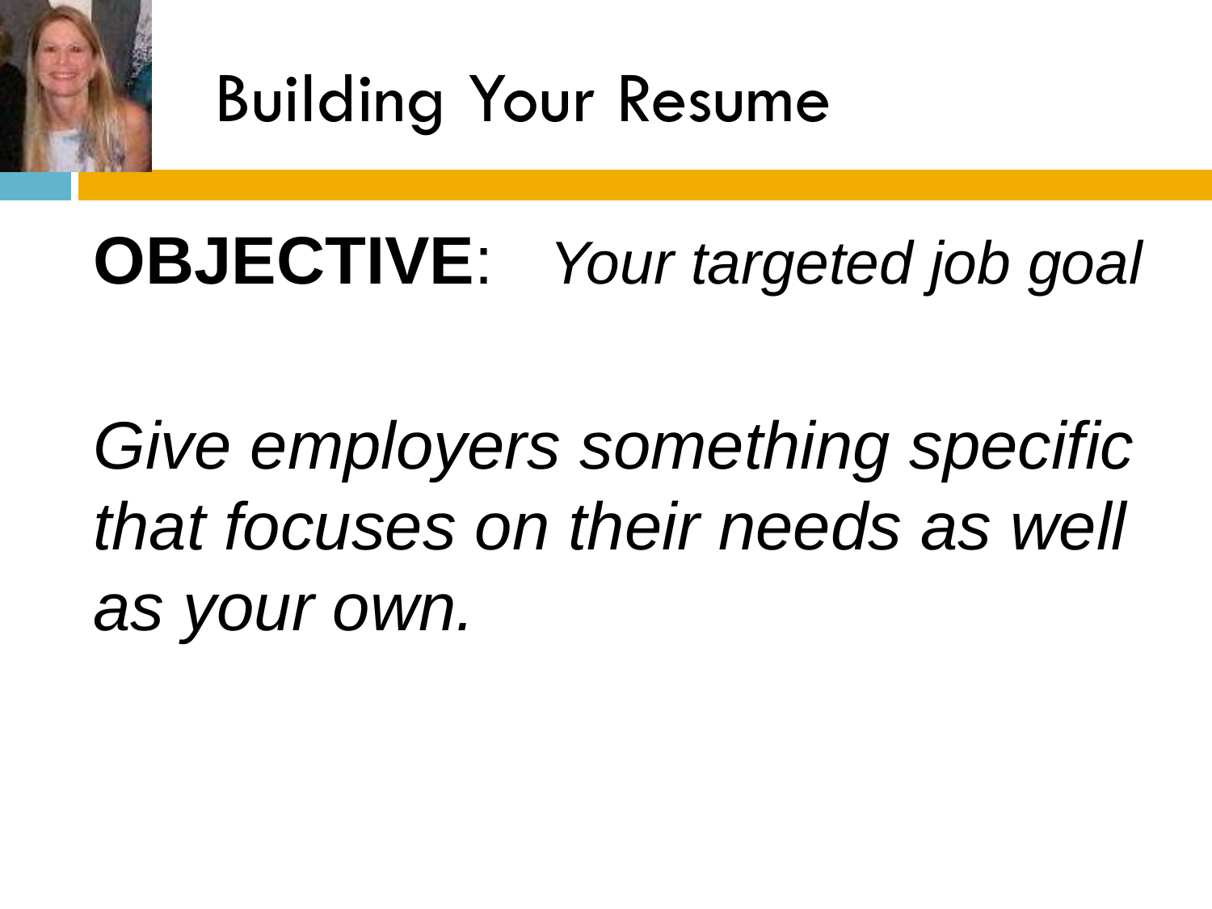# Building Your Resume

**OBJECTIVE**: *Your targeted job goal*

*Give employers something specific that focuses on their needs as well as your own.*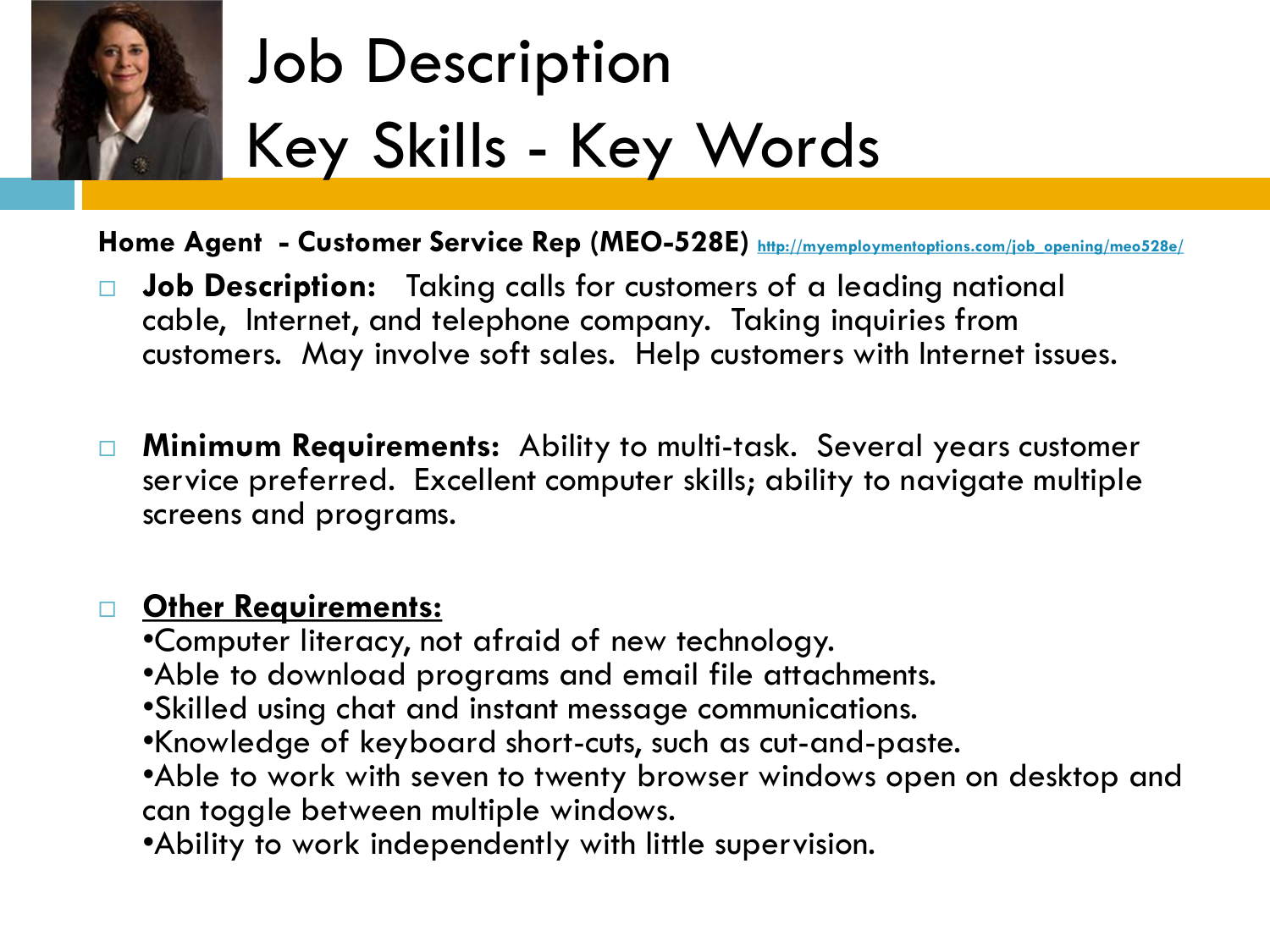# Job Description
# Key Skills - Key Words

**Home Agent - Customer Service Rep (MEO-528E)** http://myemploymentoptions.com/job_opening/meo528e/

- **Job Description:** Taking calls for customers of a leading national cable, Internet, and telephone company. Taking inquiries from customers. May involve soft sales. Help customers with Internet issues.

- **Minimum Requirements:** Ability to multi-task. Several years customer service preferred. Excellent computer skills; ability to navigate multiple screens and programs.

- **<u>Other Requirements:</u>**
  •Computer literacy, not afraid of new technology.
  •Able to download programs and email file attachments.
  •Skilled using chat and instant message communications.
  •Knowledge of keyboard short-cuts, such as cut-and-paste.
  •Able to work with seven to twenty browser windows open on desktop and can toggle between multiple windows.
  •Ability to work independently with little supervision.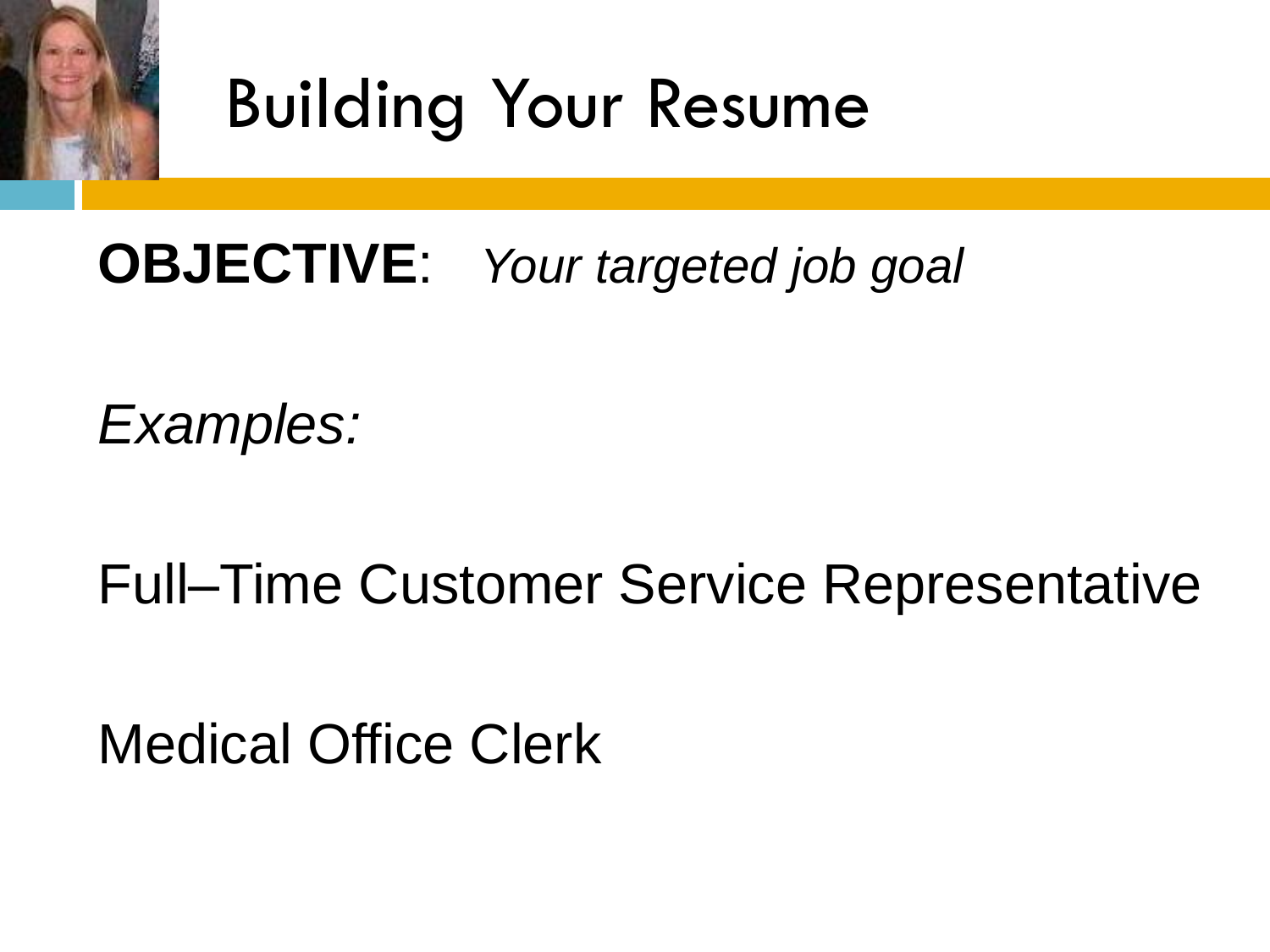# Building Your Resume

**OBJECTIVE**: *Your targeted job goal*

*Examples:*

Full–Time Customer Service Representative

Medical Office Clerk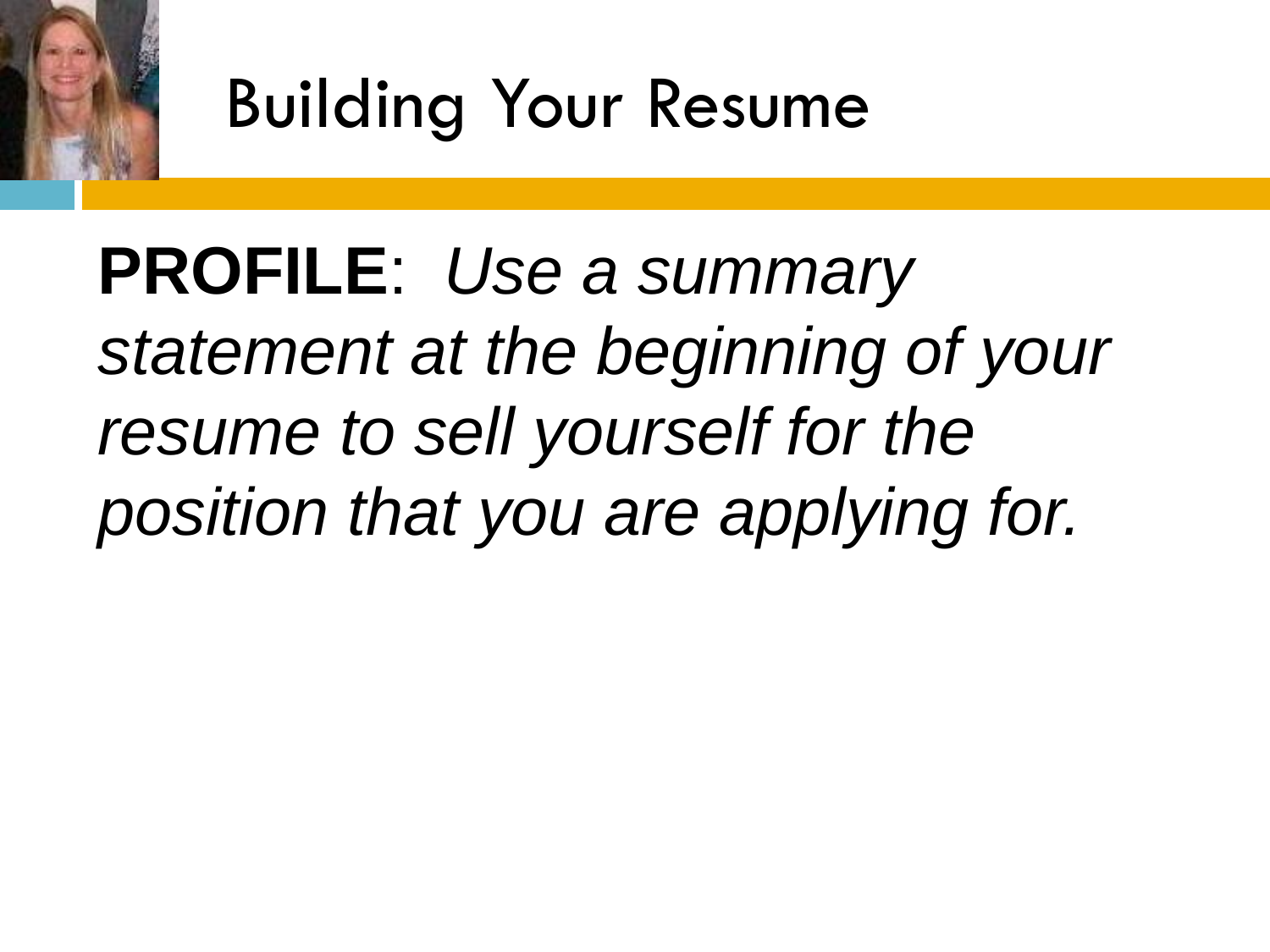# Building Your Resume

**PROFILE**: *Use a summary statement at the beginning of your resume to sell yourself for the position that you are applying for.*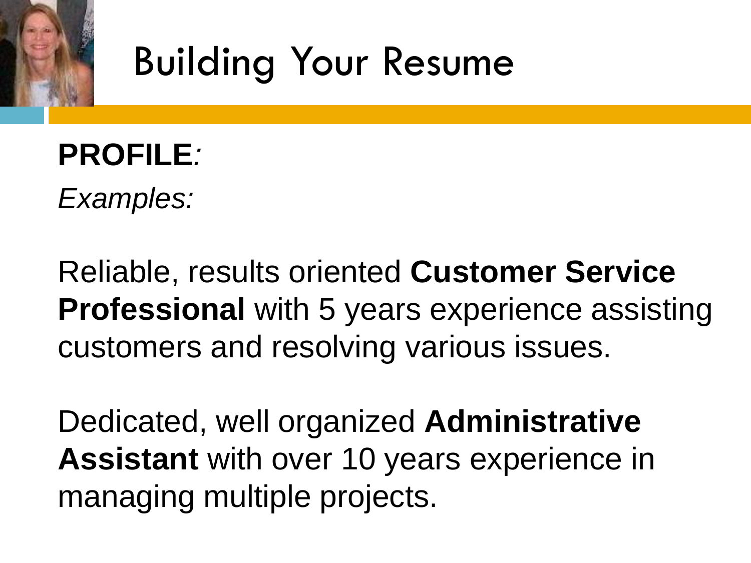# Building Your Resume

**PROFILE***:*

*Examples:*

Reliable, results oriented **Customer Service Professional** with 5 years experience assisting customers and resolving various issues.

Dedicated, well organized **Administrative Assistant** with over 10 years experience in managing multiple projects.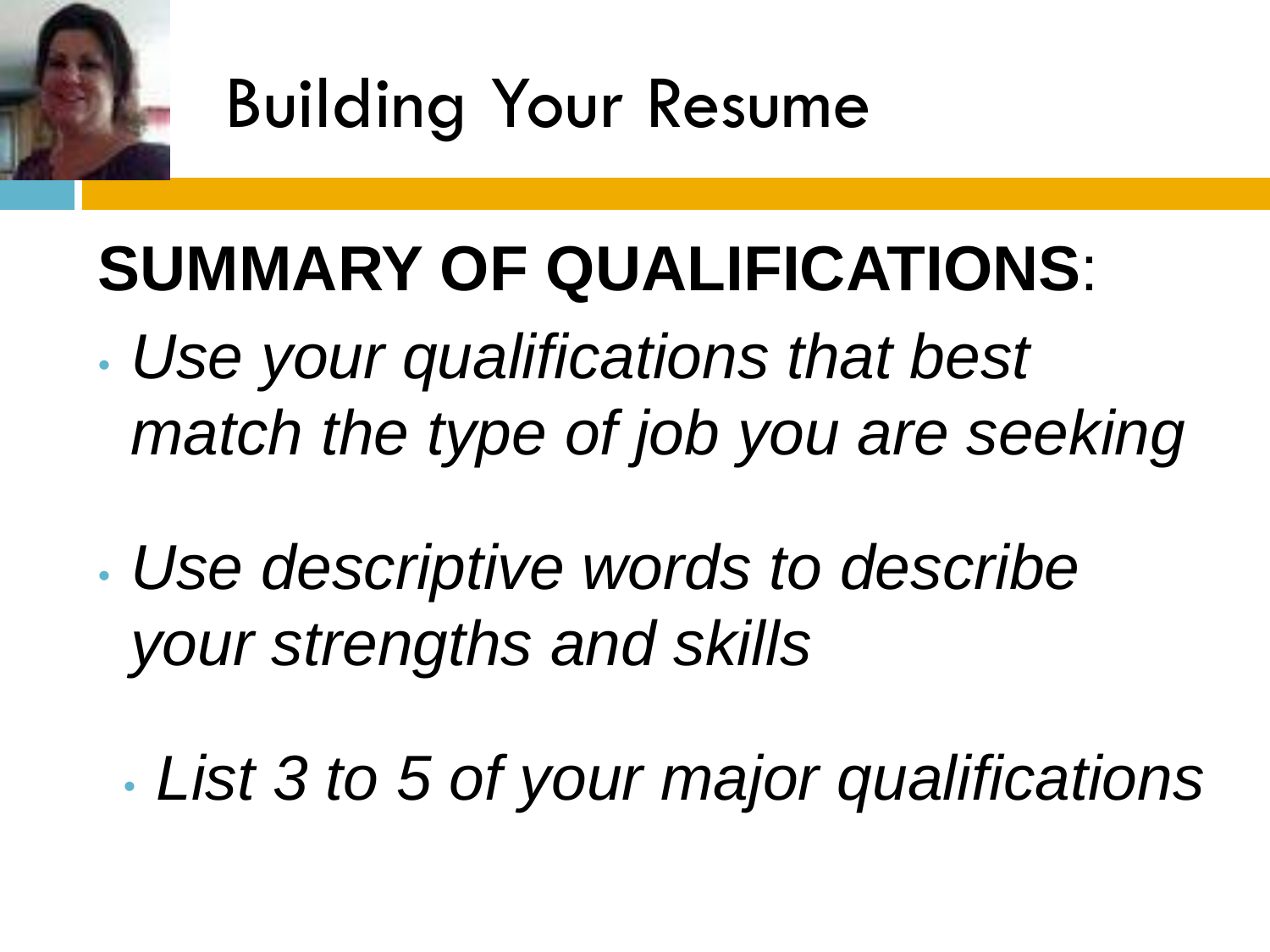# Building Your Resume

**SUMMARY OF QUALIFICATIONS**:

- *Use your qualifications that best match the type of job you are seeking*
- *Use descriptive words to describe your strengths and skills*
- *List 3 to 5 of your major qualifications*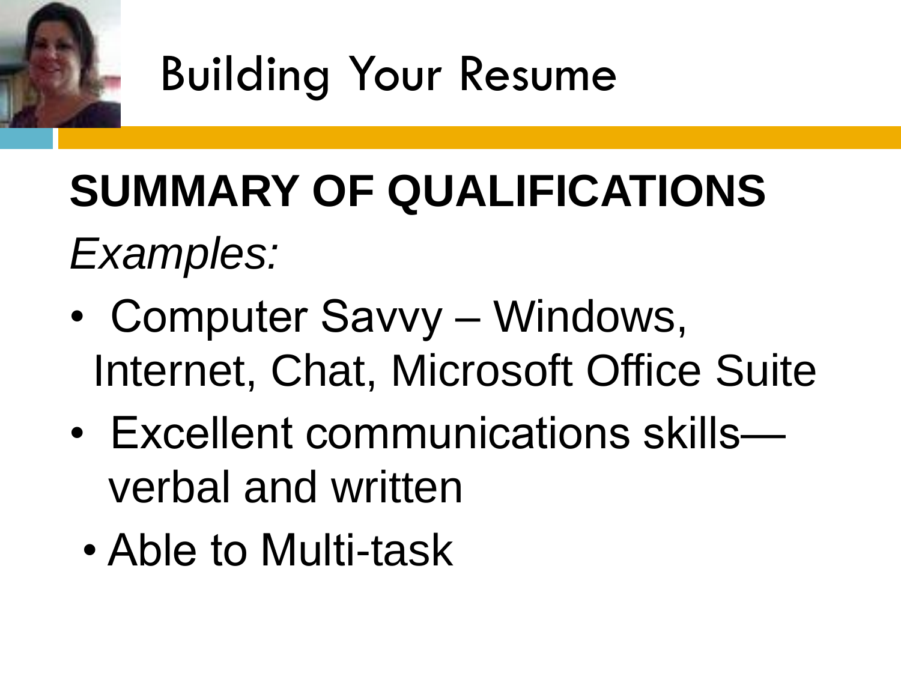# Building Your Resume

## SUMMARY OF QUALIFICATIONS

*Examples:*

- Computer Savvy – Windows, Internet, Chat, Microsoft Office Suite
- Excellent communications skills—verbal and written
- Able to Multi-task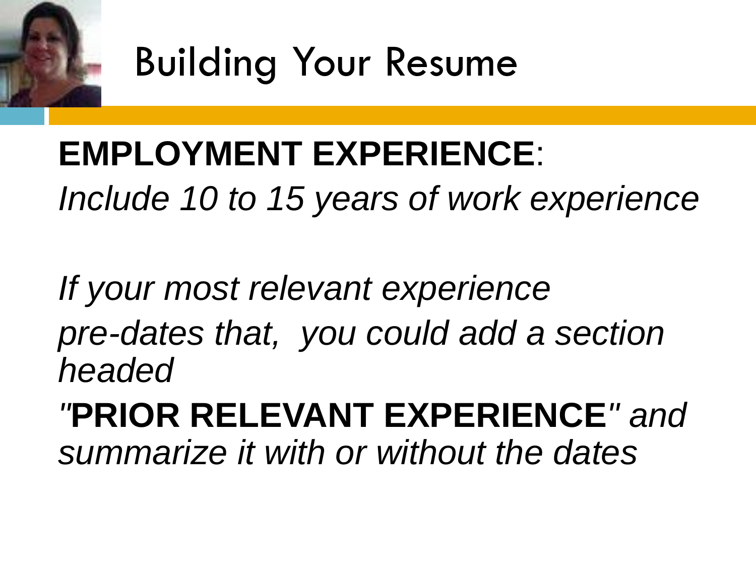# Building Your Resume

**EMPLOYMENT EXPERIENCE**:
*Include 10 to 15 years of work experience*

*If your most relevant experience pre-dates that, you could add a section headed "***PRIOR RELEVANT EXPERIENCE***" and summarize it with or without the dates*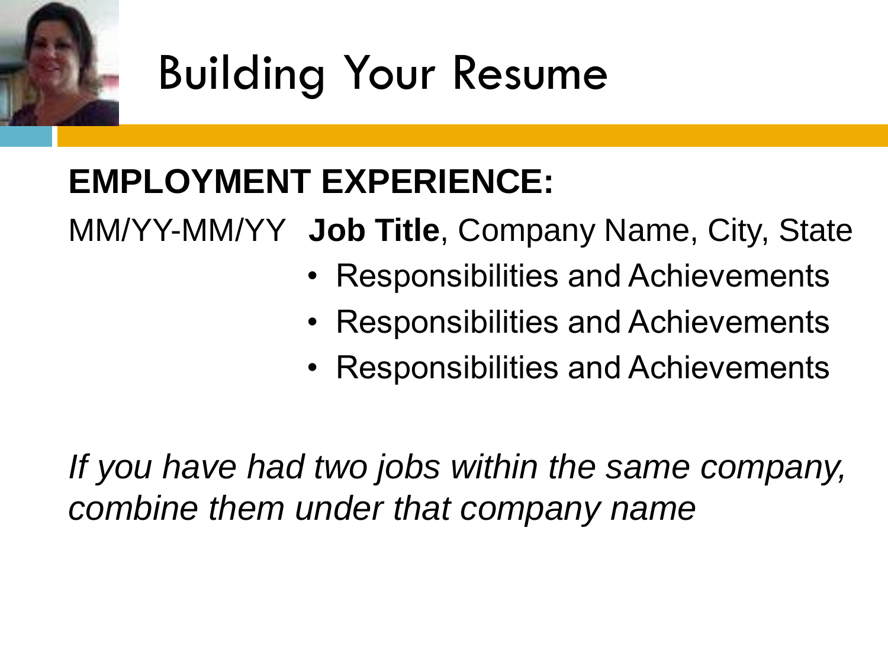# Building Your Resume

**EMPLOYMENT EXPERIENCE:**

MM/YY-MM/YY **Job Title**, Company Name, City, State

- Responsibilities and Achievements
- Responsibilities and Achievements
- Responsibilities and Achievements

*If you have had two jobs within the same company, combine them under that company name*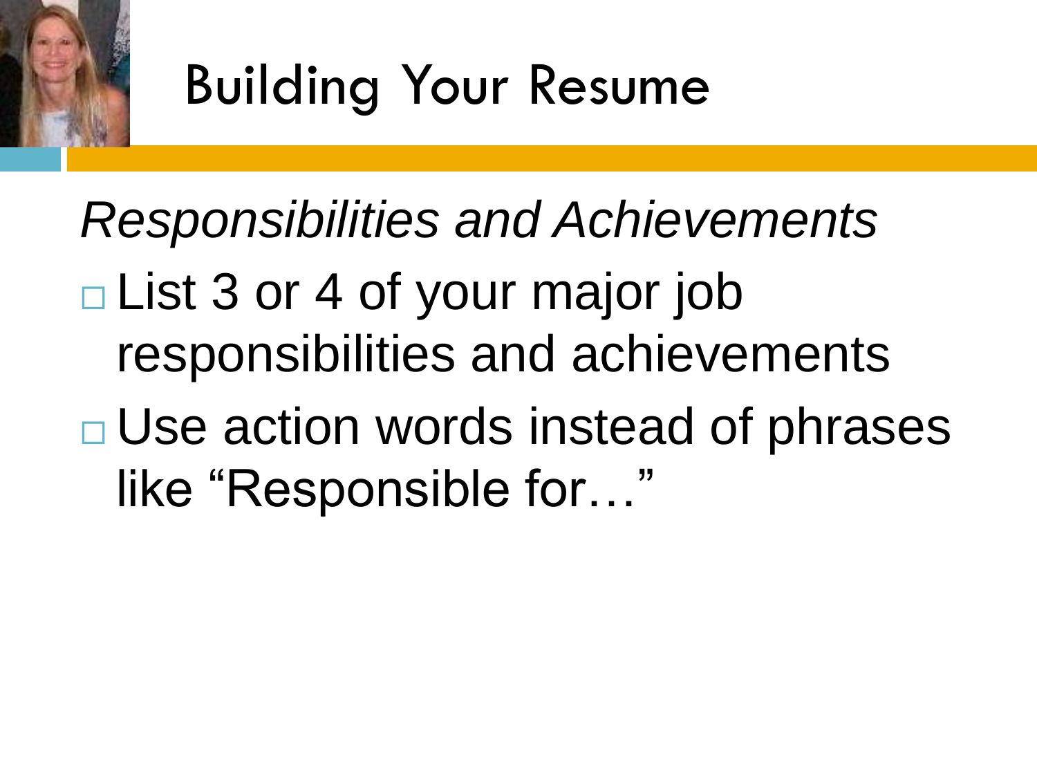# Building Your Resume

*Responsibilities and Achievements*

- List 3 or 4 of your major job responsibilities and achievements
- Use action words instead of phrases like "Responsible for…"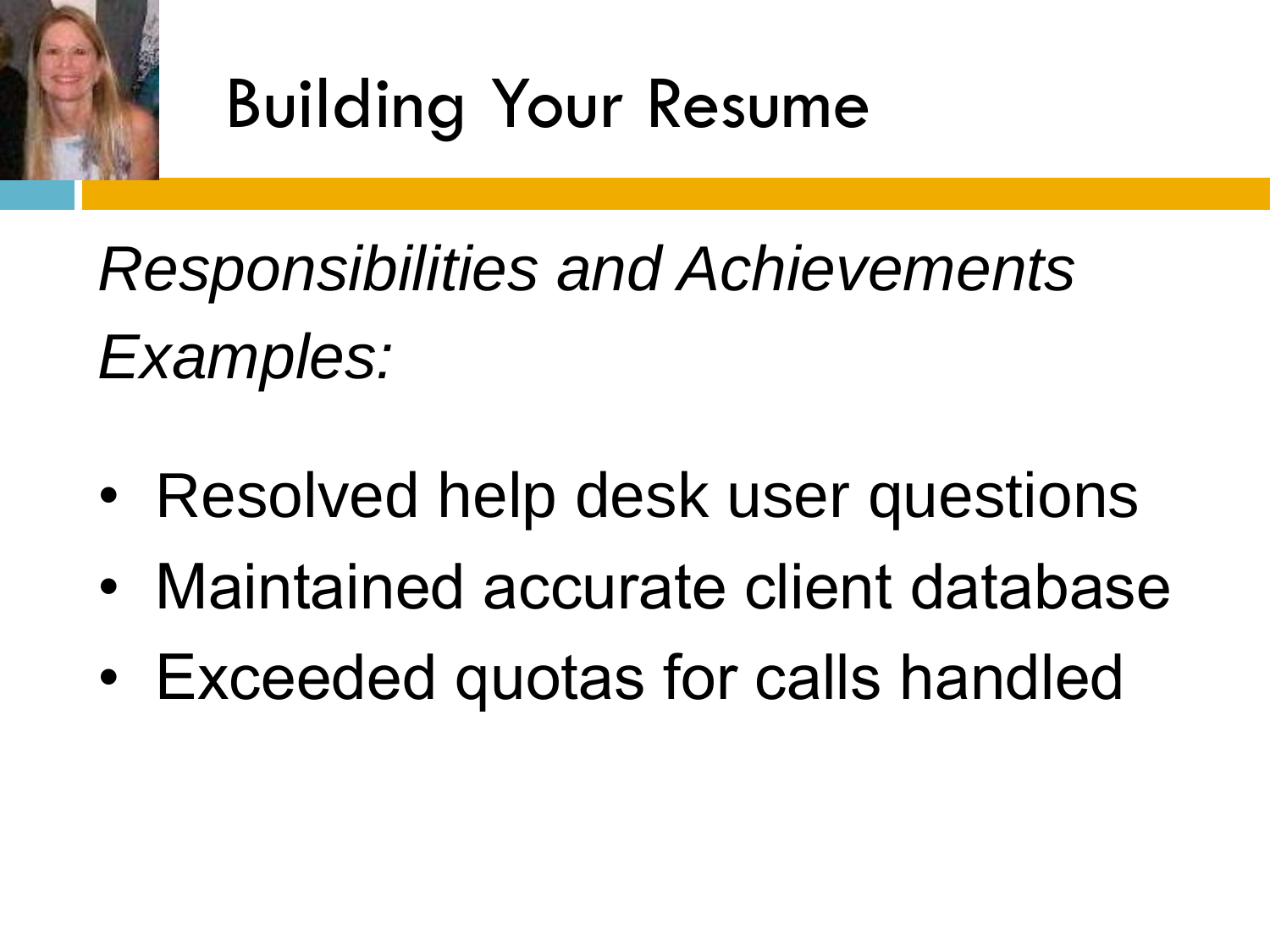# Building Your Resume

*Responsibilities and Achievements Examples:*

- Resolved help desk user questions
- Maintained accurate client database
- Exceeded quotas for calls handled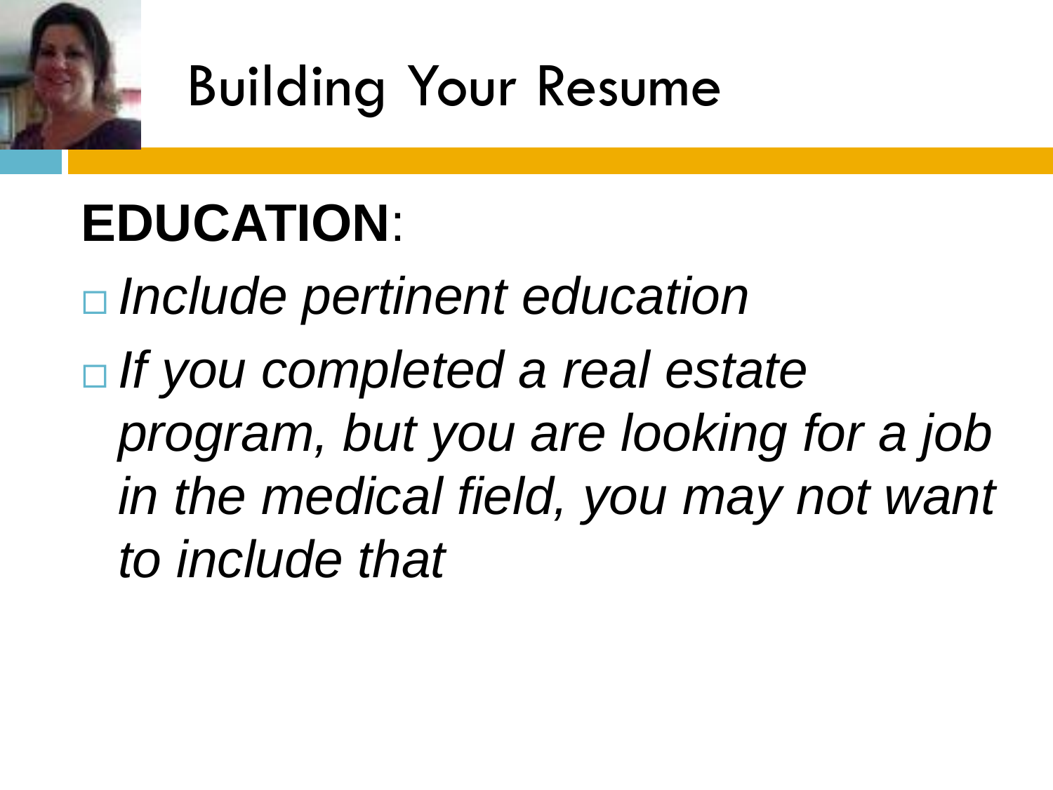# Building Your Resume

**EDUCATION**:

- *Include pertinent education*
- *If you completed a real estate program, but you are looking for a job in the medical field, you may not want to include that*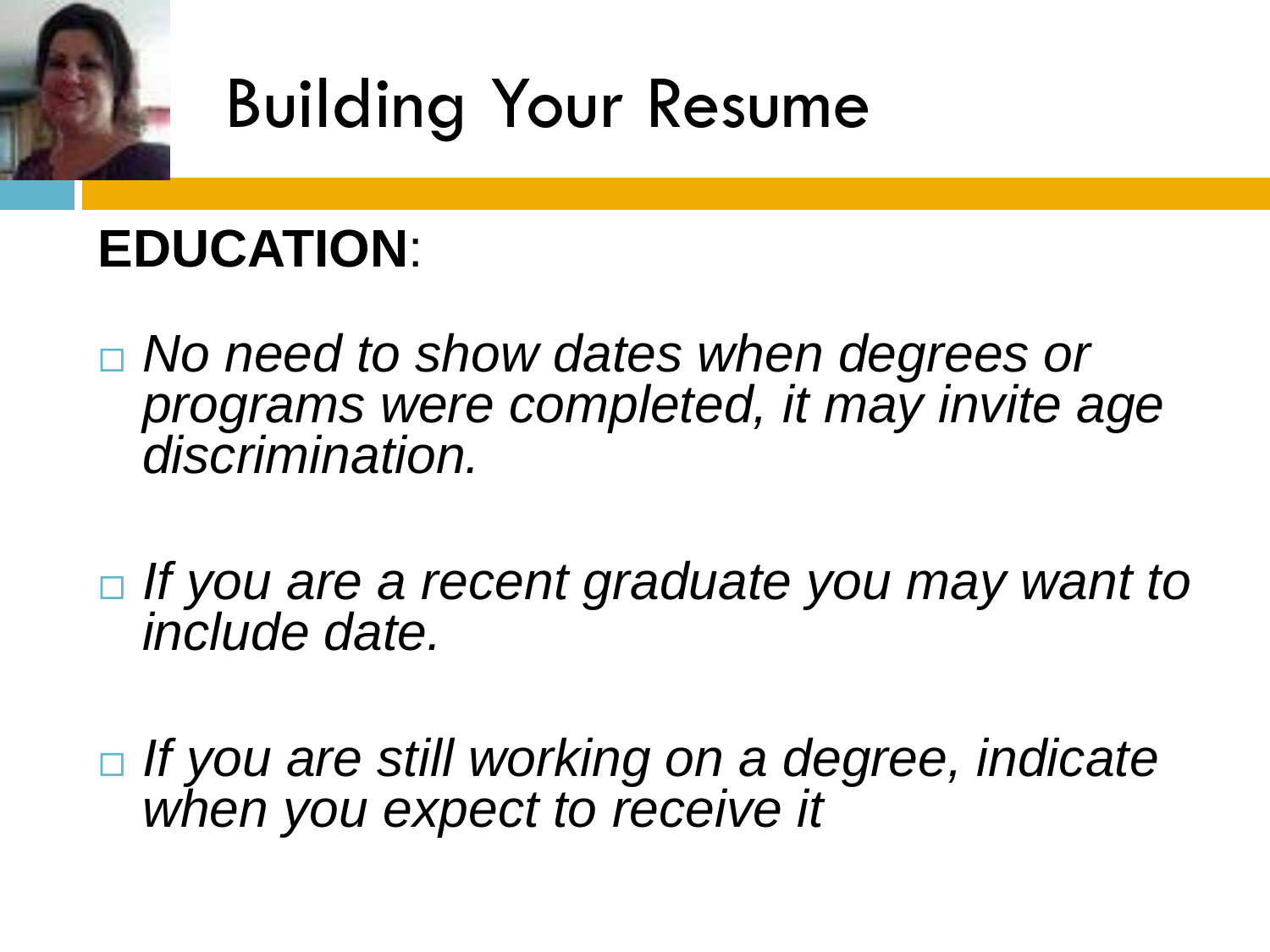# Building Your Resume

**EDUCATION**:

- *No need to show dates when degrees or programs were completed, it may invite age discrimination.*

- *If you are a recent graduate you may want to include date.*

- *If you are still working on a degree, indicate when you expect to receive it*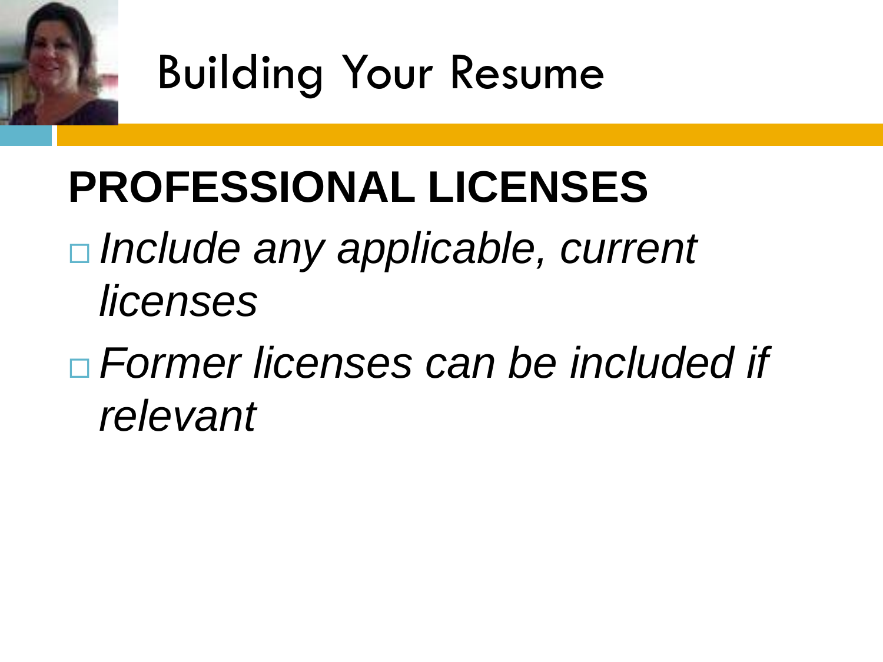# Building Your Resume

## PROFESSIONAL LICENSES

- *Include any applicable, current licenses*
- *Former licenses can be included if relevant*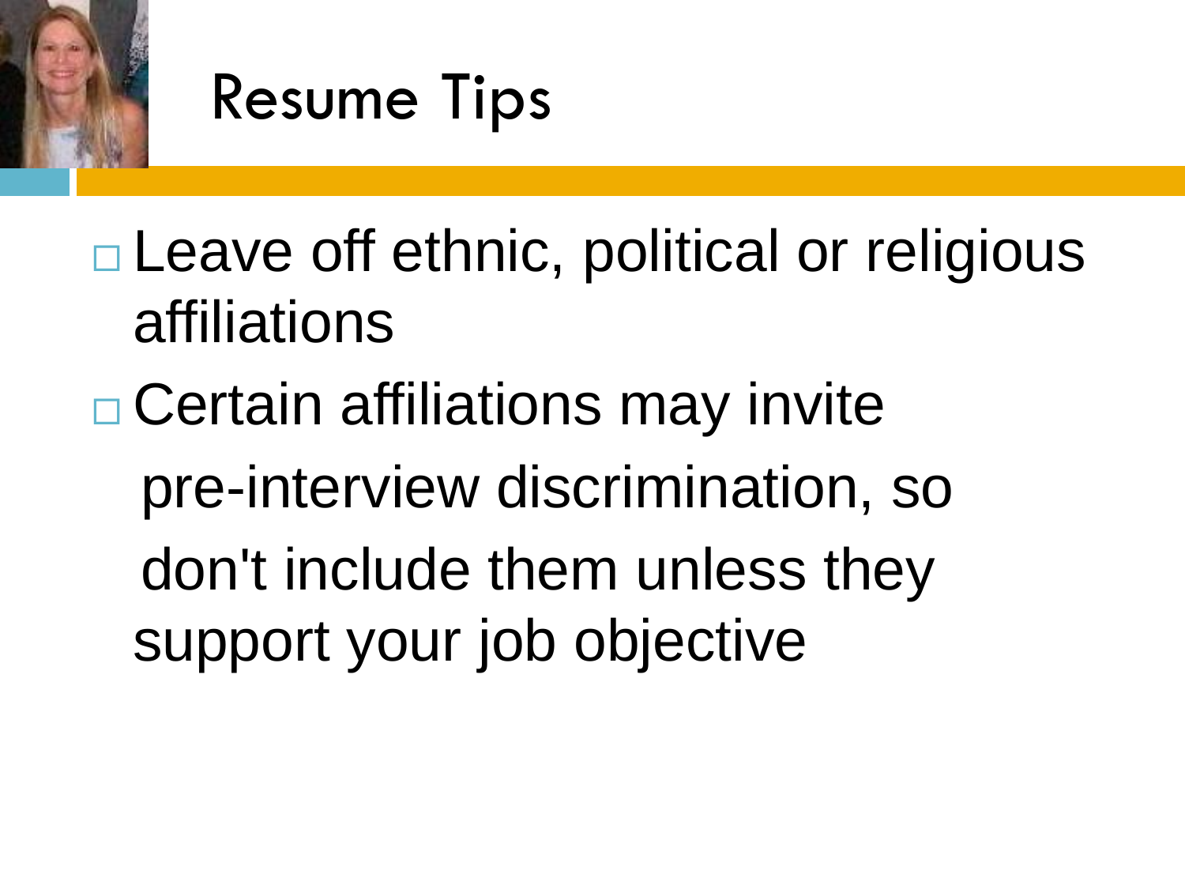# Resume Tips

- Leave off ethnic, political or religious affiliations
- Certain affiliations may invite pre-interview discrimination, so don't include them unless they support your job objective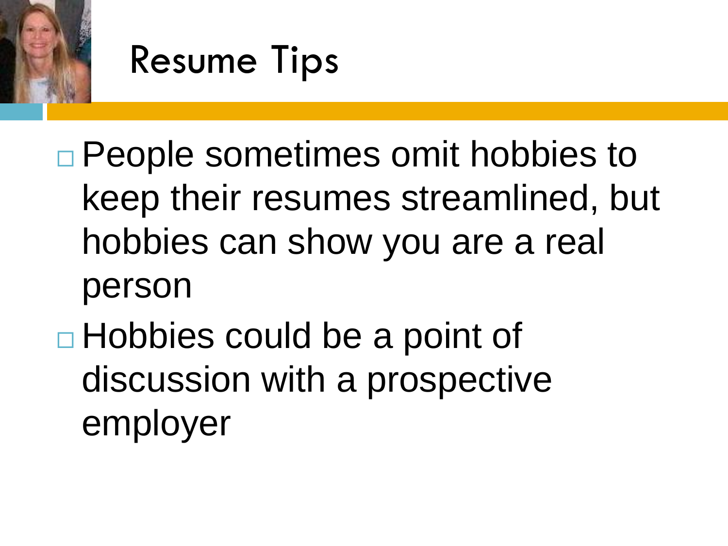# Resume Tips

- People sometimes omit hobbies to keep their resumes streamlined, but hobbies can show you are a real person
- Hobbies could be a point of discussion with a prospective employer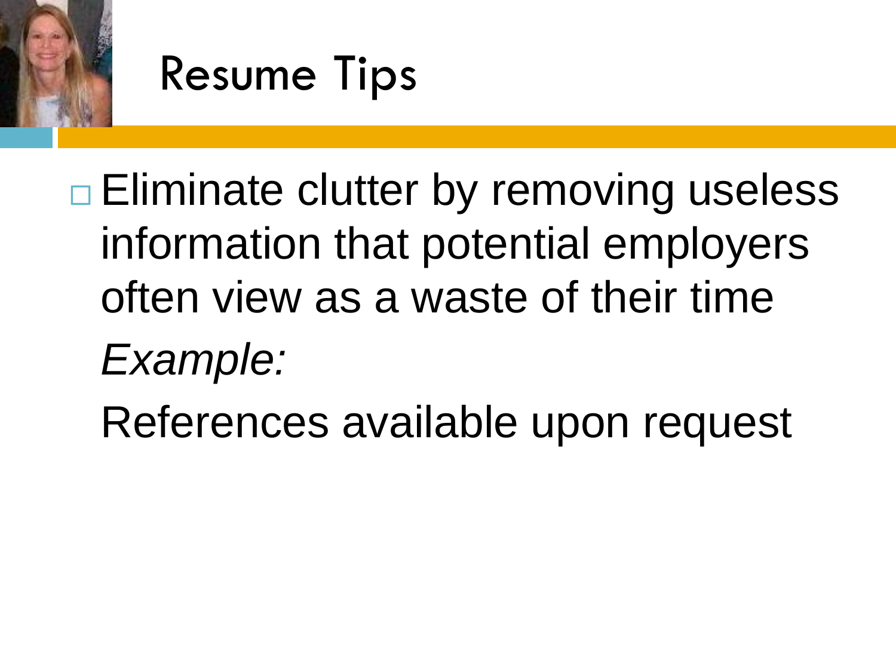# Resume Tips

- Eliminate clutter by removing useless information that potential employers often view as a waste of their time

  *Example:*

  References available upon request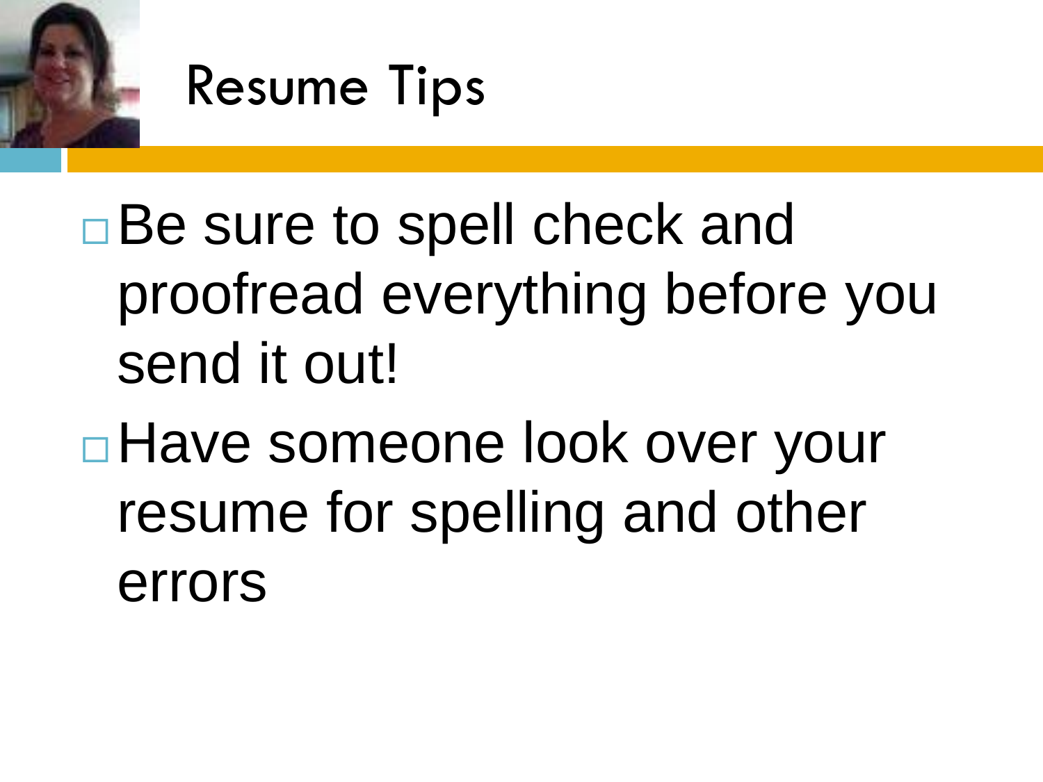# Resume Tips

- Be sure to spell check and proofread everything before you send it out!
- Have someone look over your resume for spelling and other errors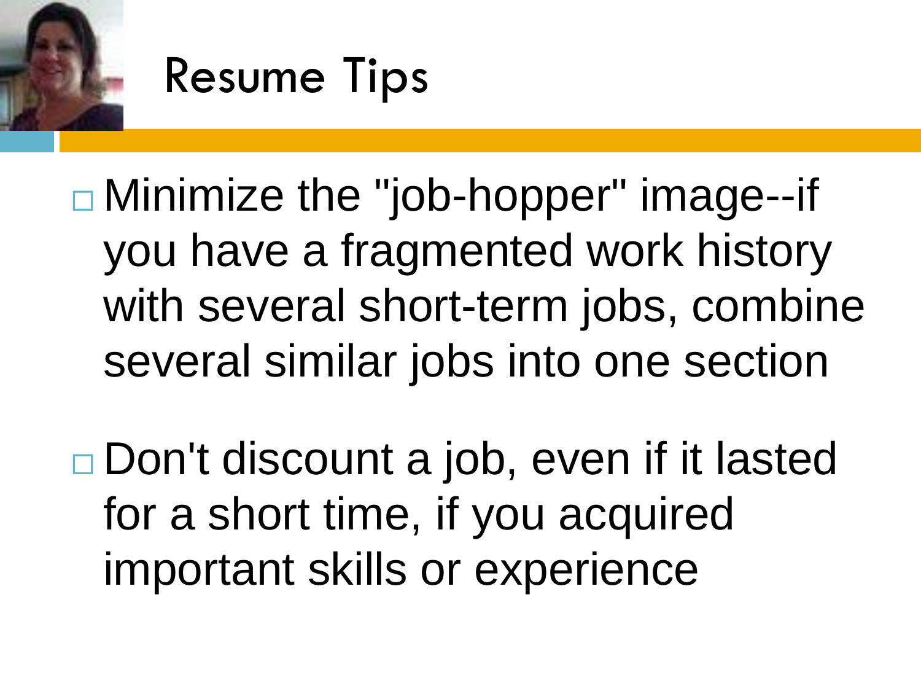# Resume Tips

- Minimize the "job-hopper" image--if you have a fragmented work history with several short-term jobs, combine several similar jobs into one section
- Don't discount a job, even if it lasted for a short time, if you acquired important skills or experience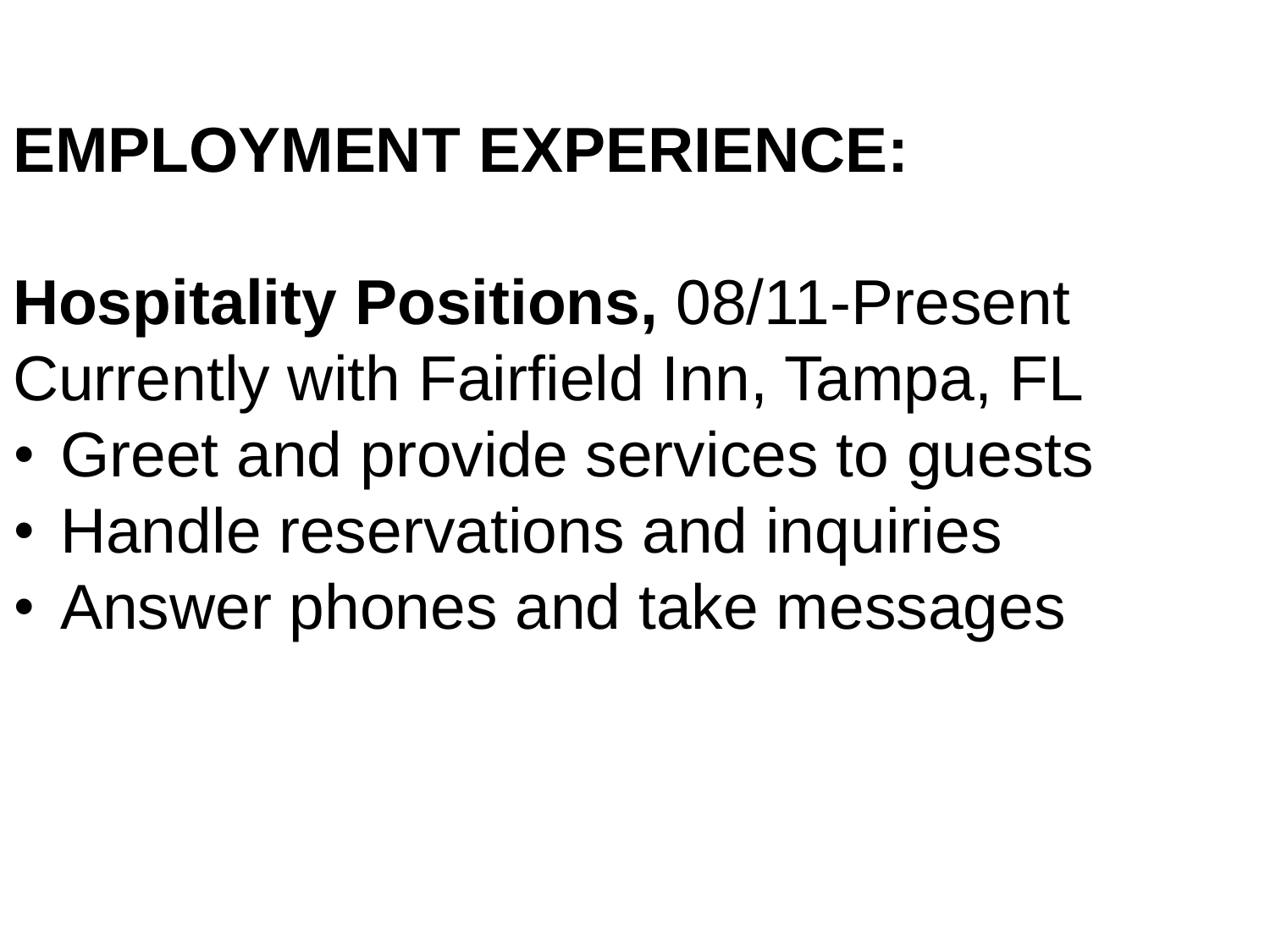**EMPLOYMENT EXPERIENCE:**

**Hospitality Positions,** 08/11-Present
Currently with Fairfield Inn, Tampa, FL

- Greet and provide services to guests
- Handle reservations and inquiries
- Answer phones and take messages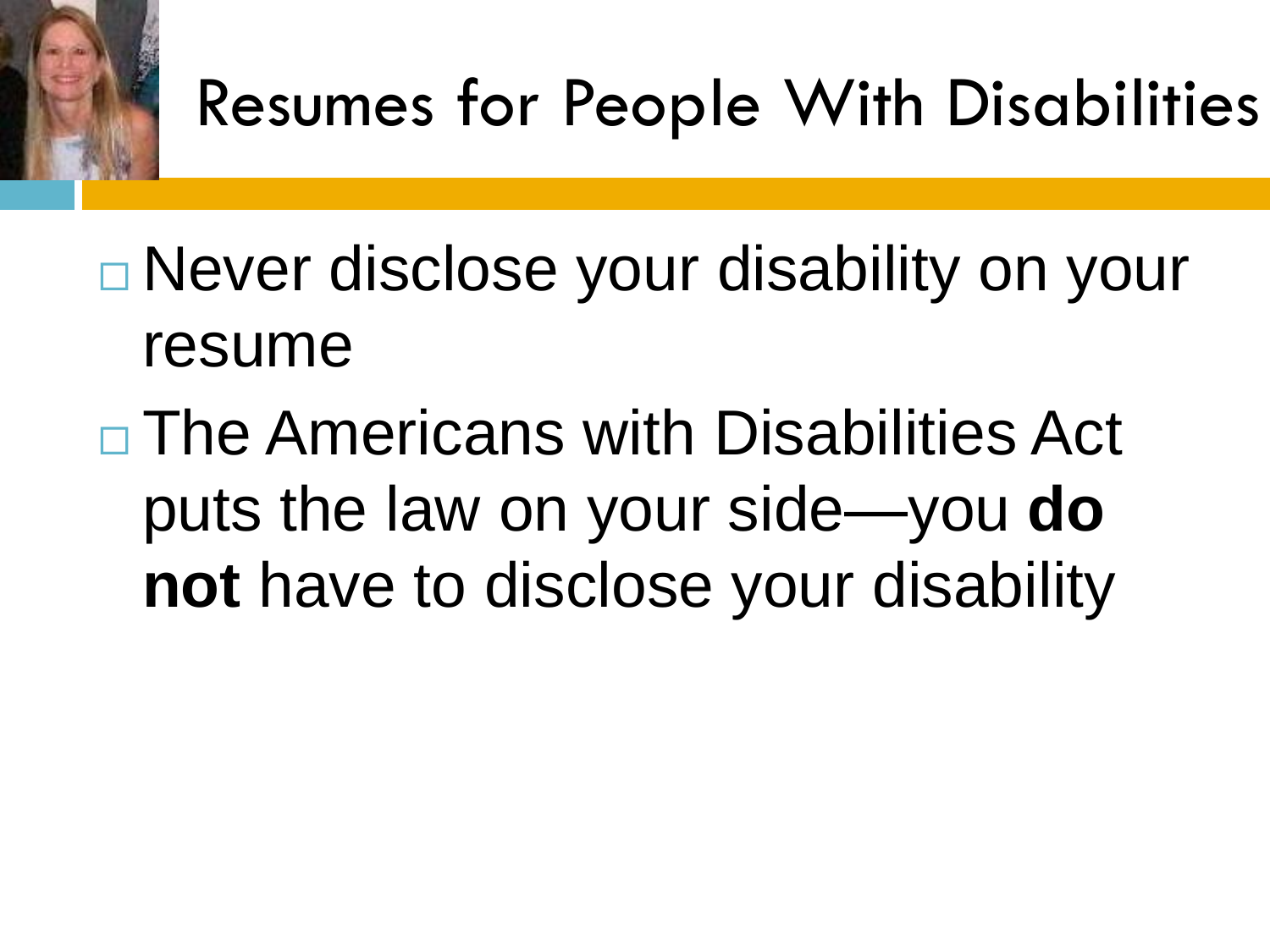# Resumes for People With Disabilities

- Never disclose your disability on your resume
- The Americans with Disabilities Act puts the law on your side—you **do not** have to disclose your disability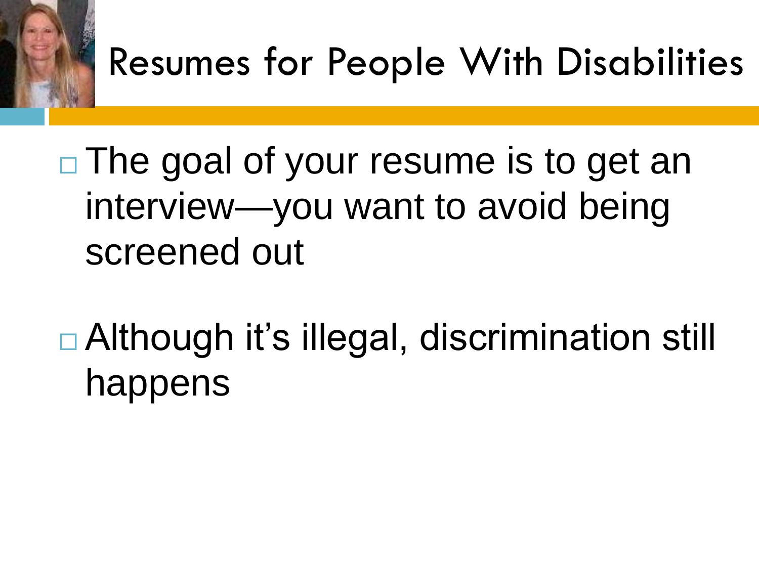# Resumes for People With Disabilities

- The goal of your resume is to get an interview—you want to avoid being screened out
- Although it's illegal, discrimination still happens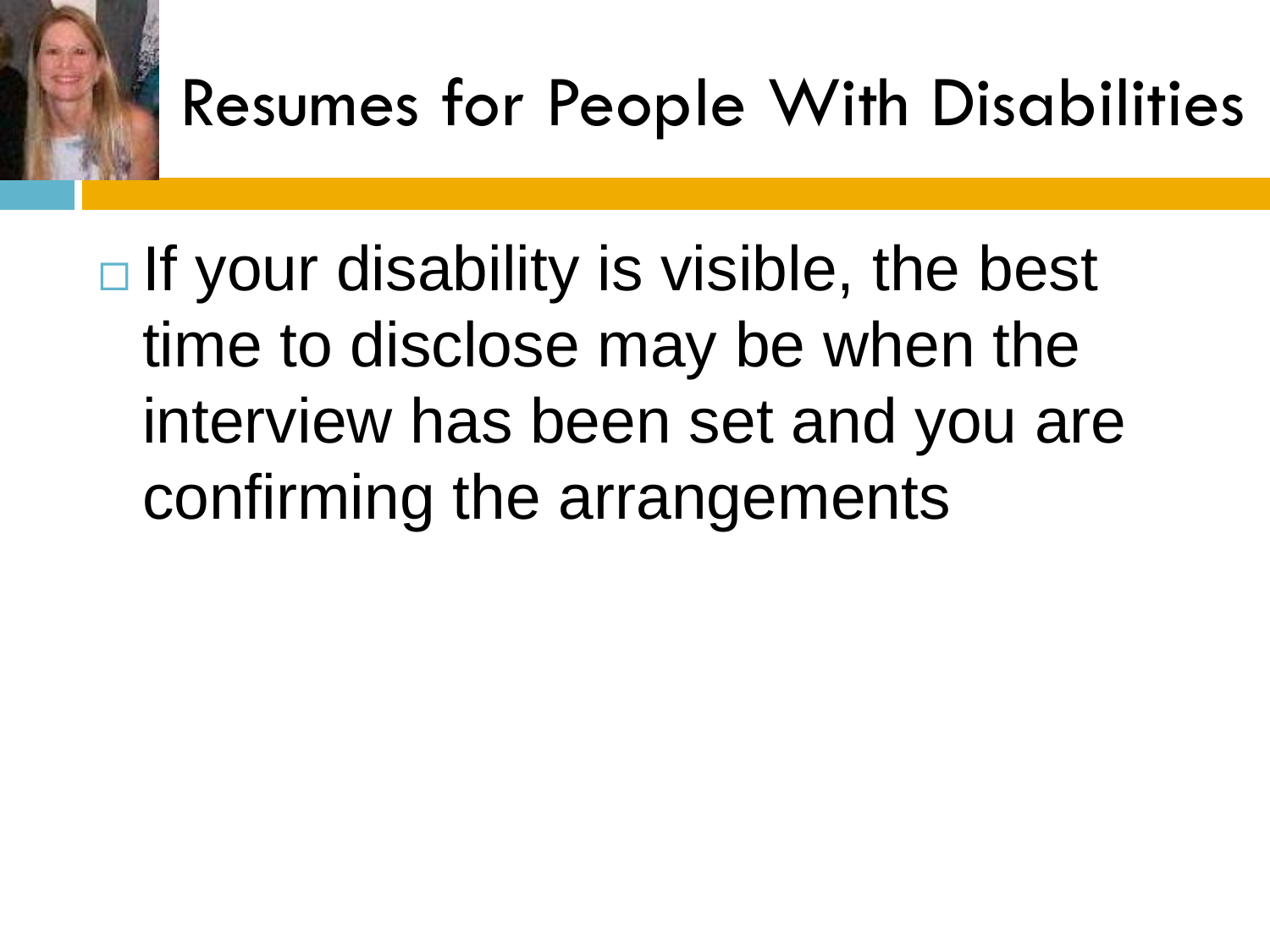# Resumes for People With Disabilities

- If your disability is visible, the best time to disclose may be when the interview has been set and you are confirming the arrangements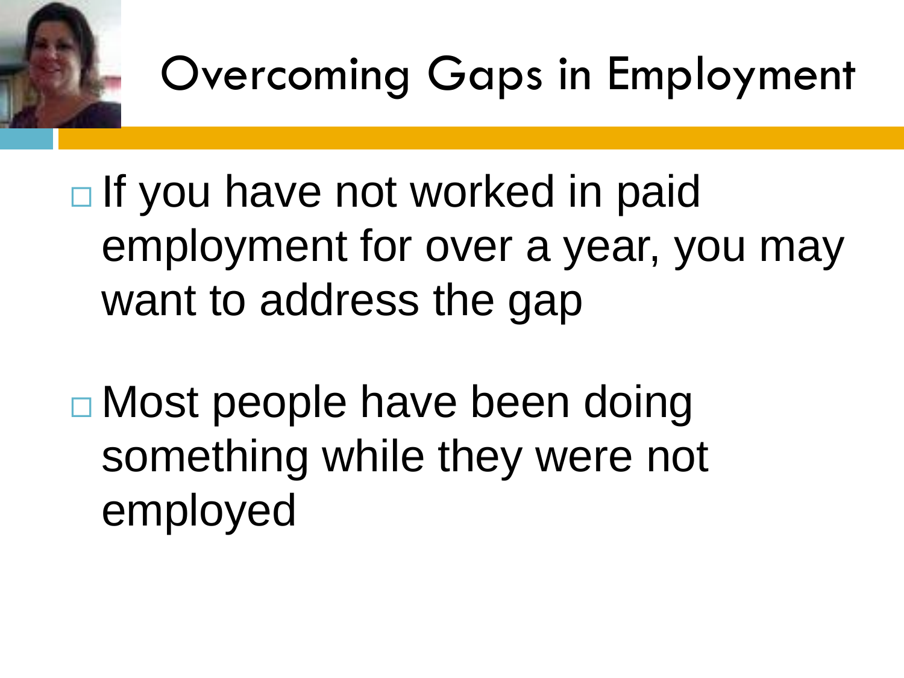# Overcoming Gaps in Employment

- If you have not worked in paid employment for over a year, you may want to address the gap

- Most people have been doing something while they were not employed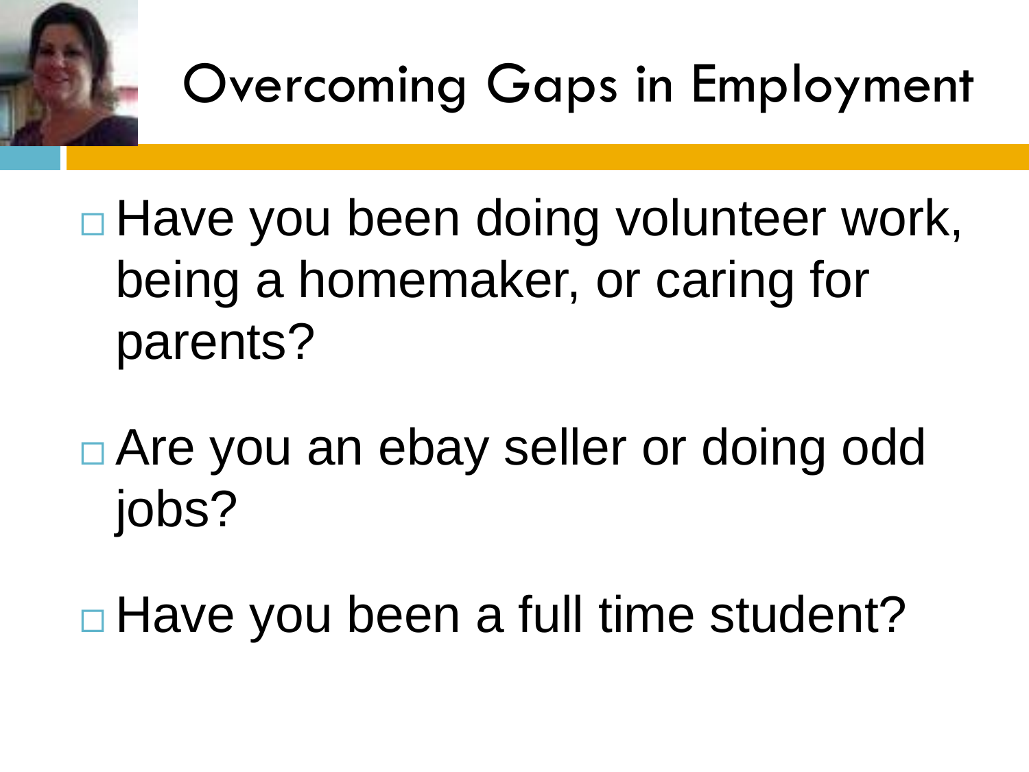# Overcoming Gaps in Employment

- Have you been doing volunteer work, being a homemaker, or caring for parents?
- Are you an ebay seller or doing odd jobs?
- Have you been a full time student?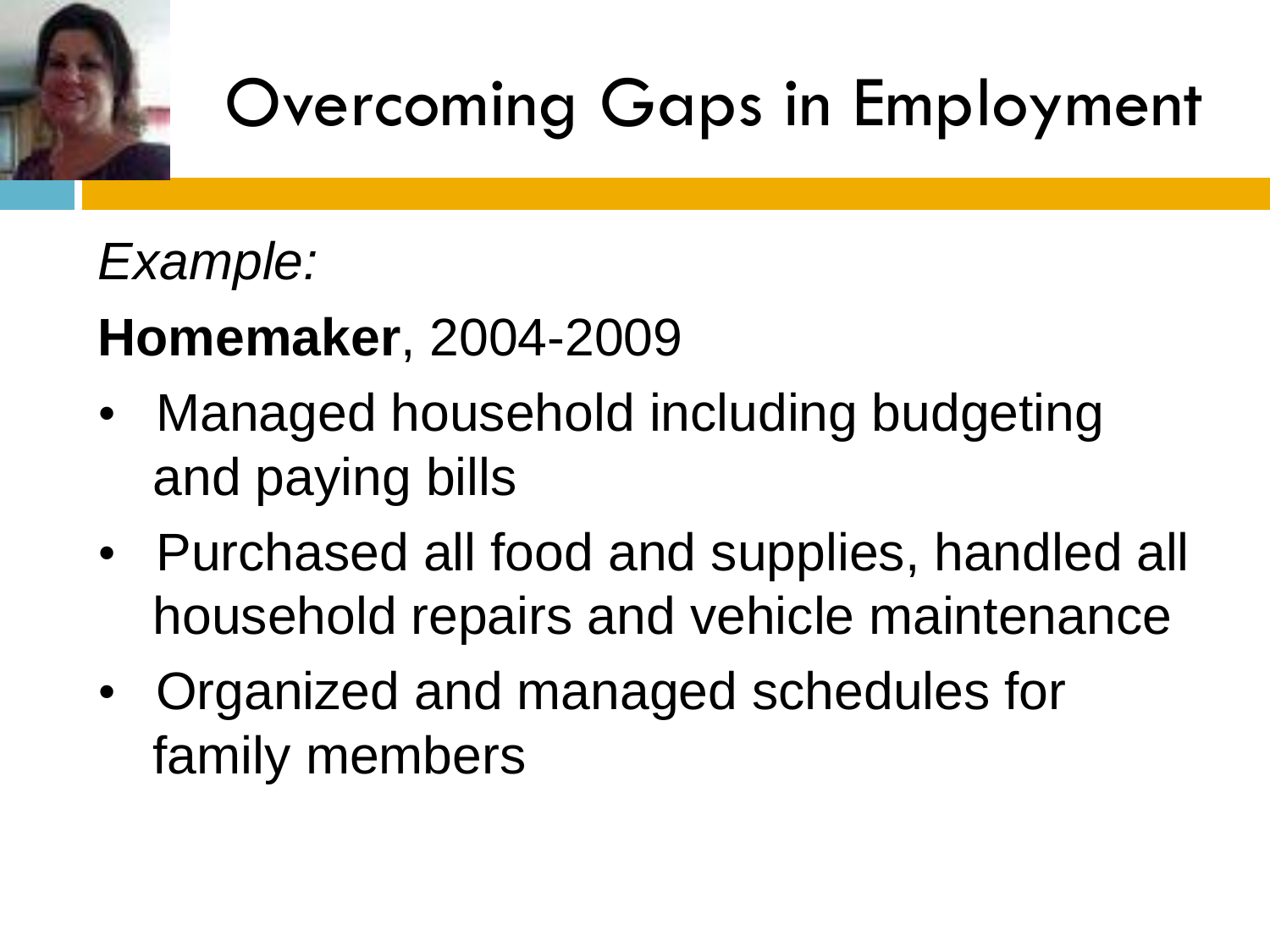# Overcoming Gaps in Employment

*Example:*

**Homemaker**, 2004-2009

- Managed household including budgeting and paying bills
- Purchased all food and supplies, handled all household repairs and vehicle maintenance
- Organized and managed schedules for family members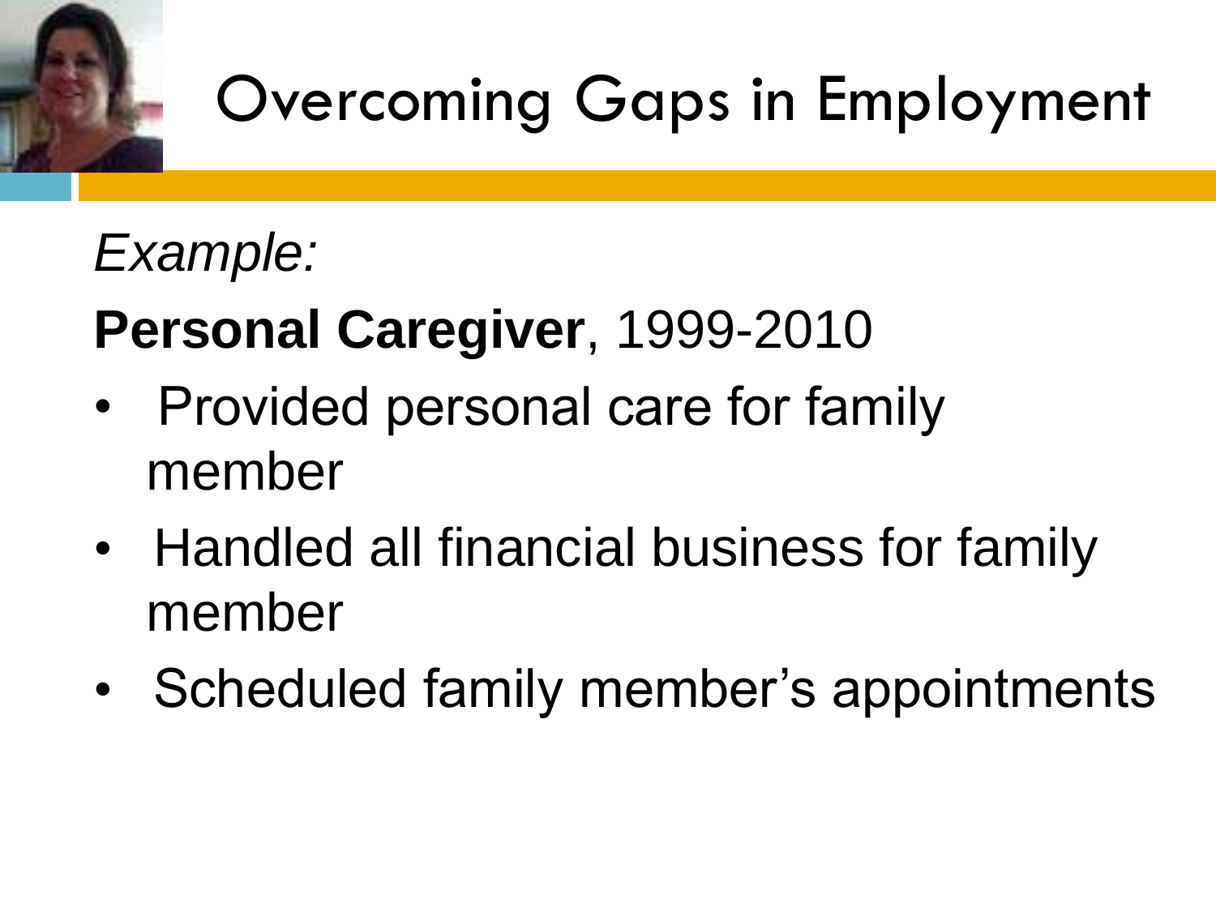# Overcoming Gaps in Employment

*Example:*

**Personal Caregiver**, 1999-2010

- Provided personal care for family member
- Handled all financial business for family member
- Scheduled family member's appointments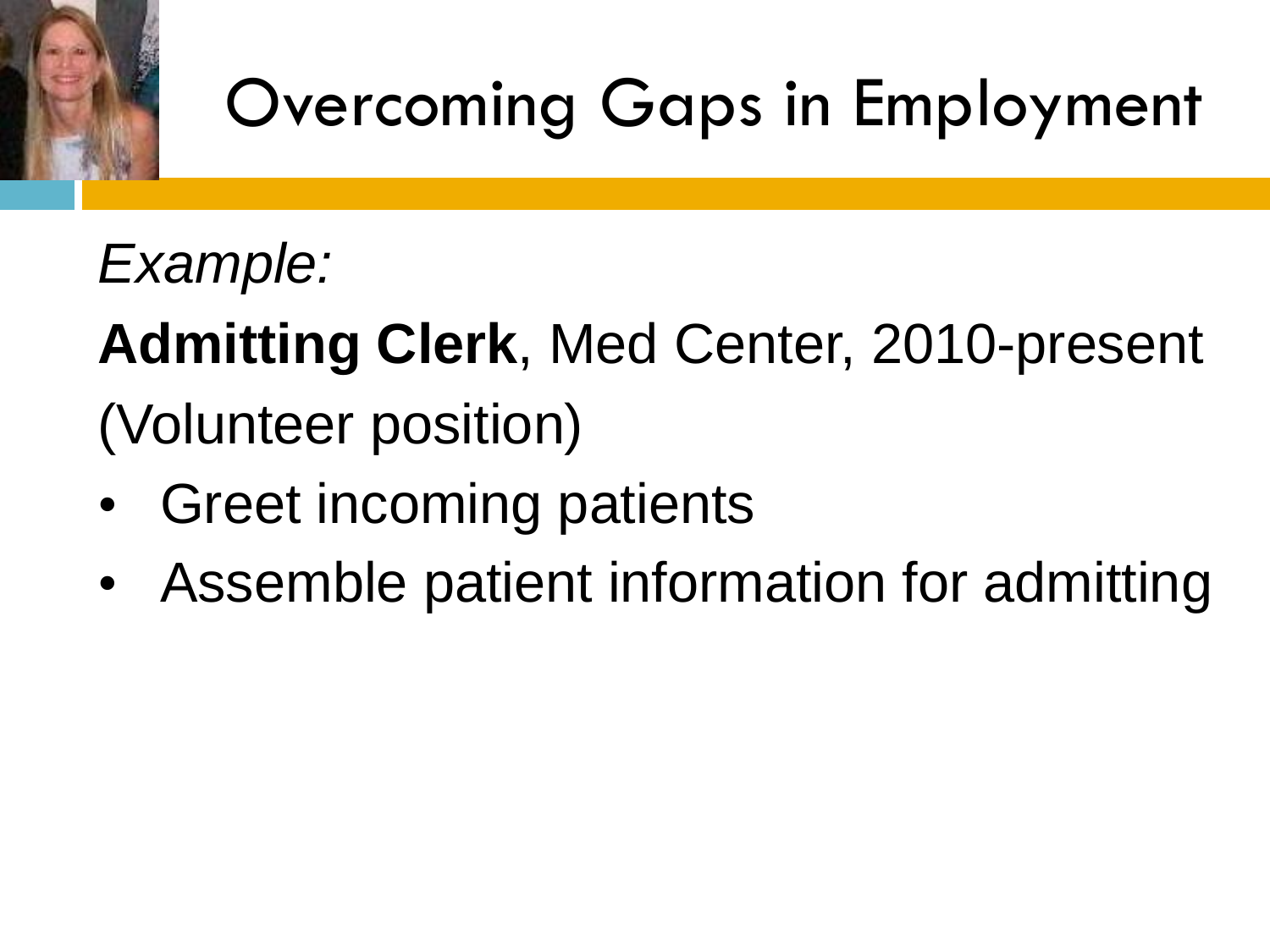# Overcoming Gaps in Employment

*Example:*

**Admitting Clerk**, Med Center, 2010-present (Volunteer position)

- Greet incoming patients
- Assemble patient information for admitting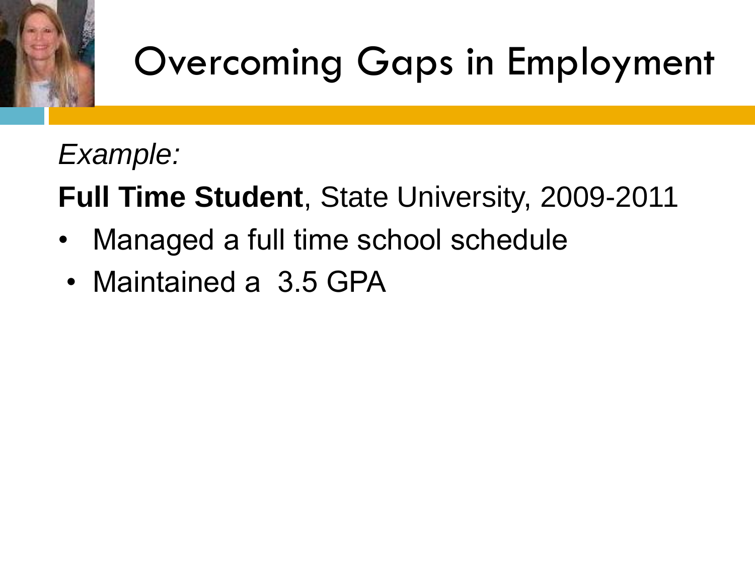# Overcoming Gaps in Employment

*Example:*

**Full Time Student**, State University, 2009-2011

- Managed a full time school schedule
- Maintained a 3.5 GPA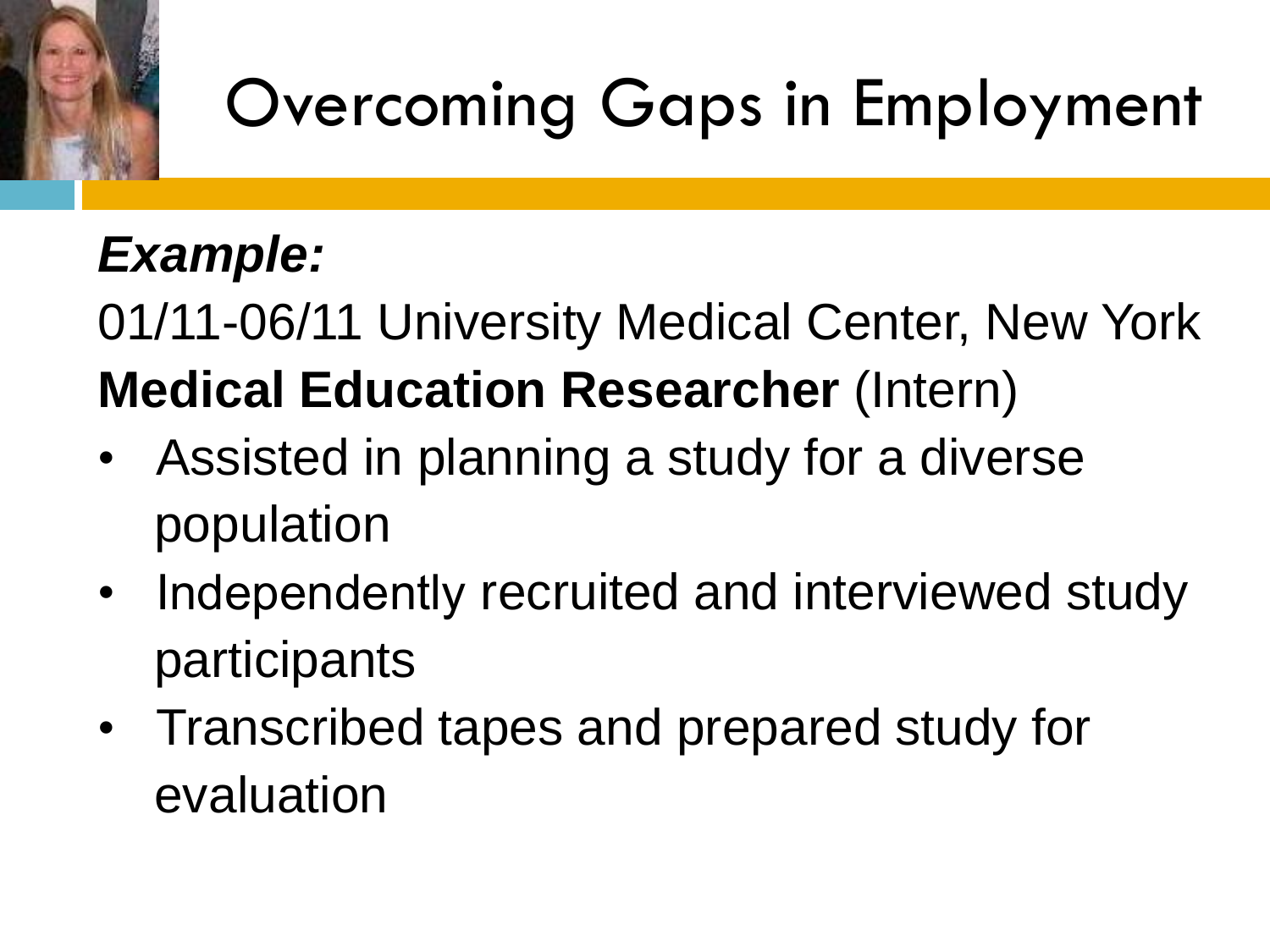# Overcoming Gaps in Employment

***Example:***

01/11-06/11 University Medical Center, New York

**Medical Education Researcher** (Intern)

- Assisted in planning a study for a diverse population
- Independently recruited and interviewed study participants
- Transcribed tapes and prepared study for evaluation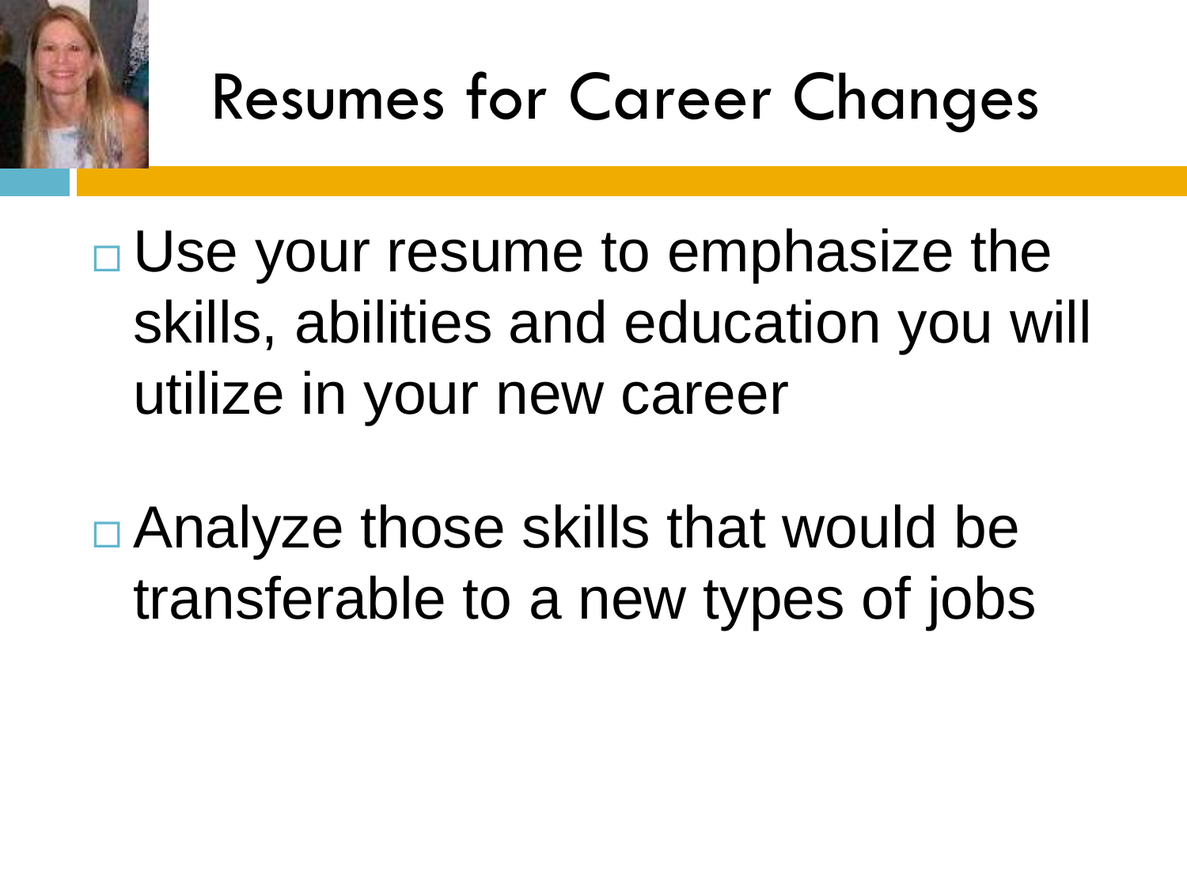# Resumes for Career Changes

- Use your resume to emphasize the skills, abilities and education you will utilize in your new career
- Analyze those skills that would be transferable to a new types of jobs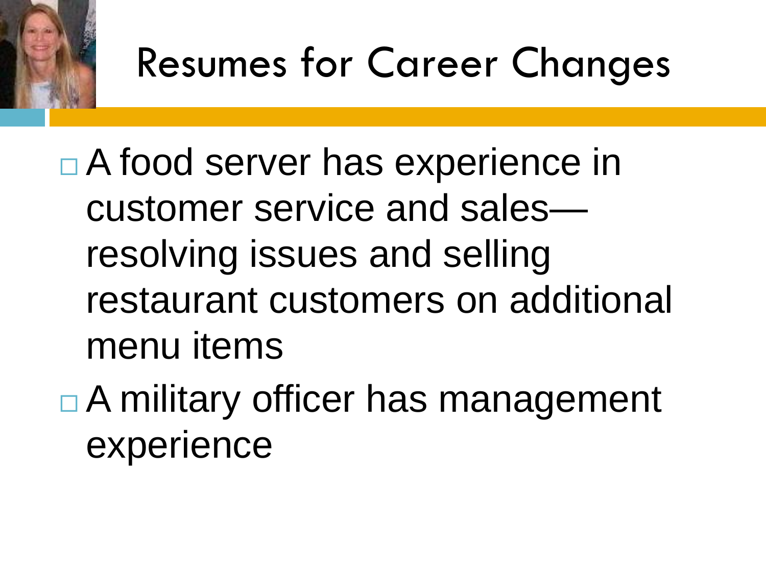# Resumes for Career Changes

- A food server has experience in customer service and sales—resolving issues and selling restaurant customers on additional menu items
- A military officer has management experience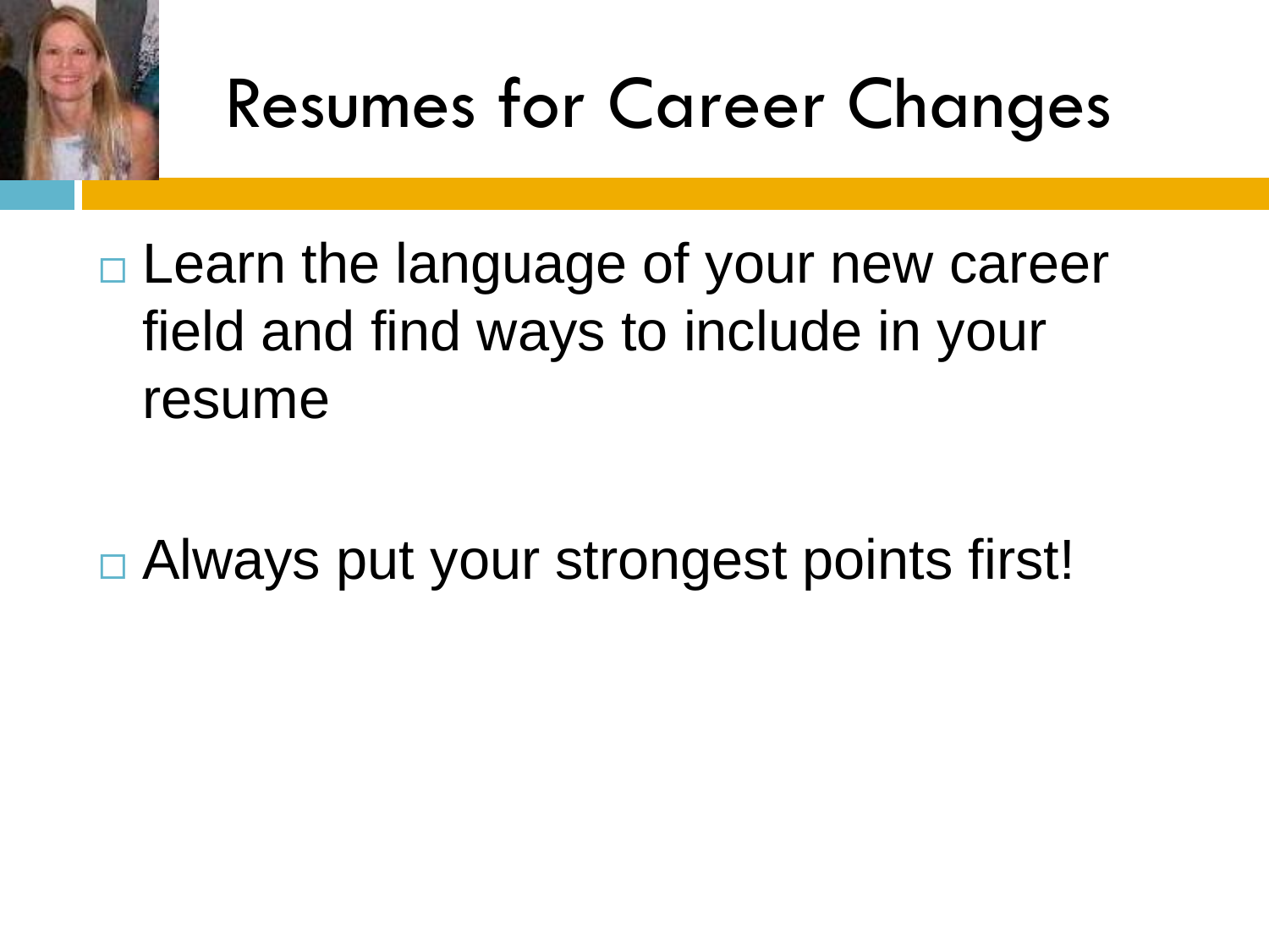# Resumes for Career Changes

- Learn the language of your new career field and find ways to include in your resume

- Always put your strongest points first!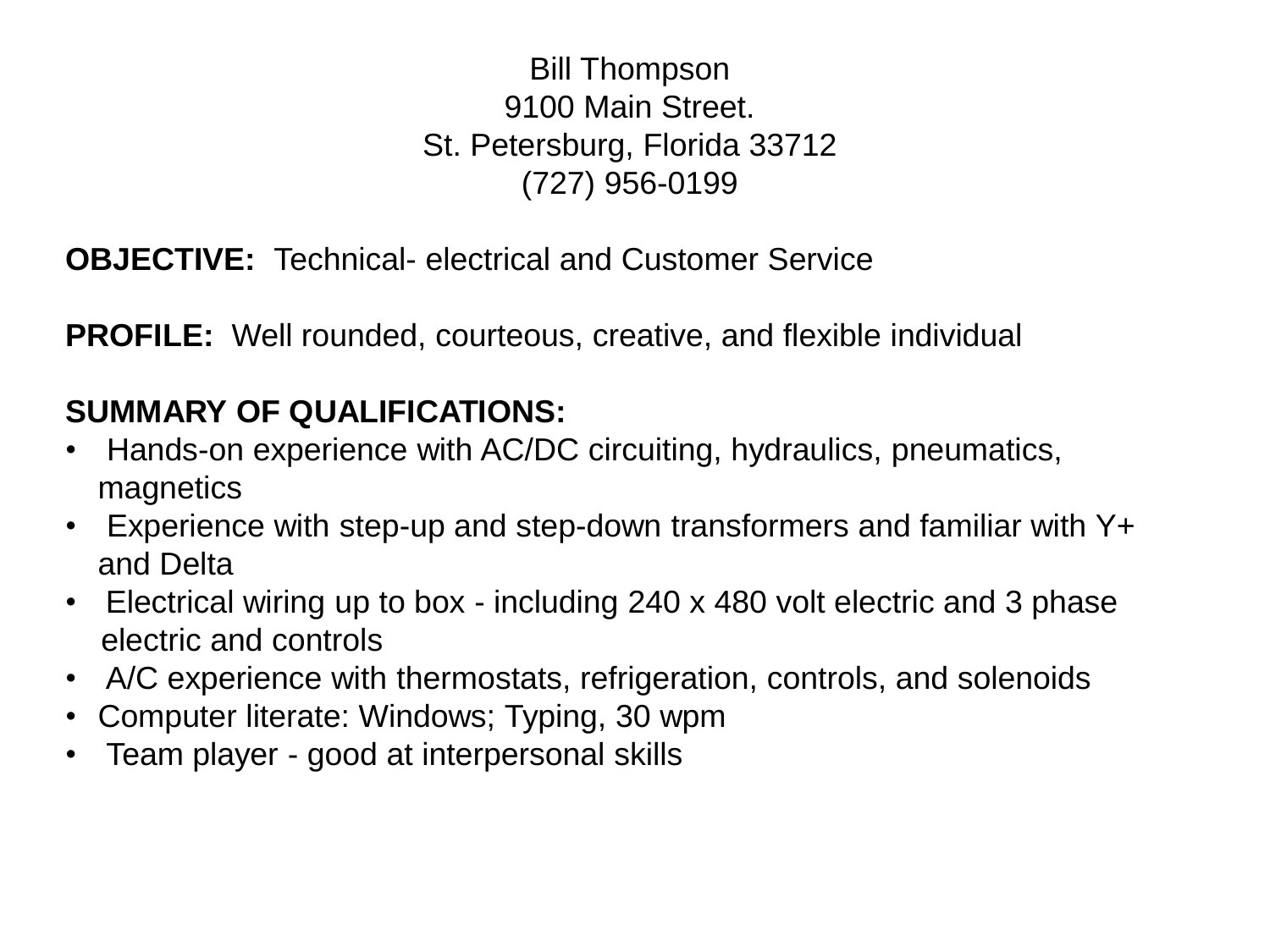Bill Thompson
9100 Main Street.
St. Petersburg, Florida 33712
(727) 956-0199

**OBJECTIVE:** Technical- electrical and Customer Service

**PROFILE:** Well rounded, courteous, creative, and flexible individual

**SUMMARY OF QUALIFICATIONS:**

- Hands-on experience with AC/DC circuiting, hydraulics, pneumatics, magnetics
- Experience with step-up and step-down transformers and familiar with Y+ and Delta
- Electrical wiring up to box - including 240 x 480 volt electric and 3 phase electric and controls
- A/C experience with thermostats, refrigeration, controls, and solenoids
- Computer literate: Windows; Typing, 30 wpm
- Team player - good at interpersonal skills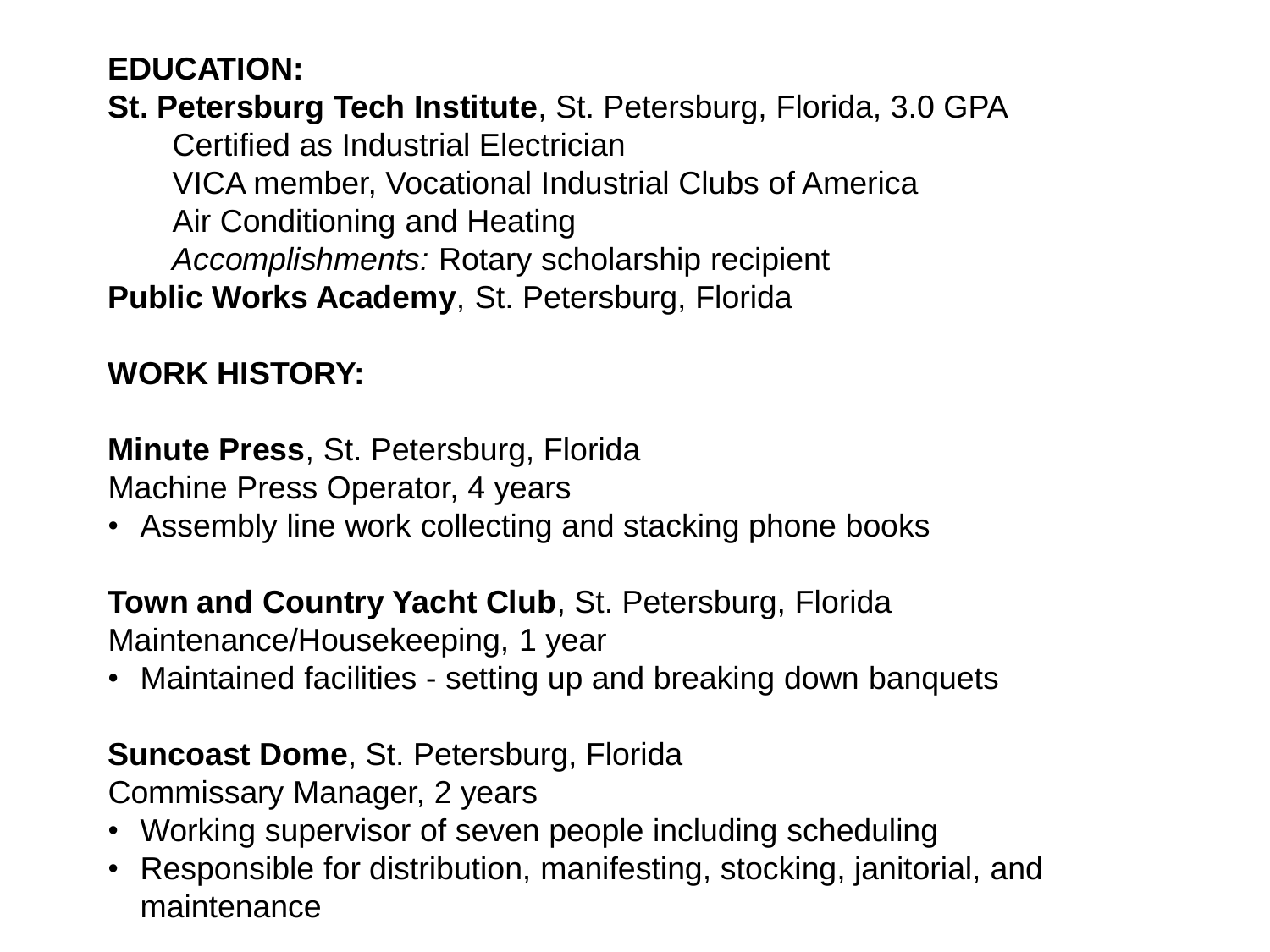**EDUCATION:**

**St. Petersburg Tech Institute**, St. Petersburg, Florida, 3.0 GPA

Certified as Industrial Electrician
VICA member, Vocational Industrial Clubs of America
Air Conditioning and Heating
*Accomplishments:* Rotary scholarship recipient

**Public Works Academy**, St. Petersburg, Florida

**WORK HISTORY:**

**Minute Press**, St. Petersburg, Florida
Machine Press Operator, 4 years

- Assembly line work collecting and stacking phone books

**Town and Country Yacht Club**, St. Petersburg, Florida
Maintenance/Housekeeping, 1 year

- Maintained facilities - setting up and breaking down banquets

**Suncoast Dome**, St. Petersburg, Florida
Commissary Manager, 2 years

- Working supervisor of seven people including scheduling
- Responsible for distribution, manifesting, stocking, janitorial, and maintenance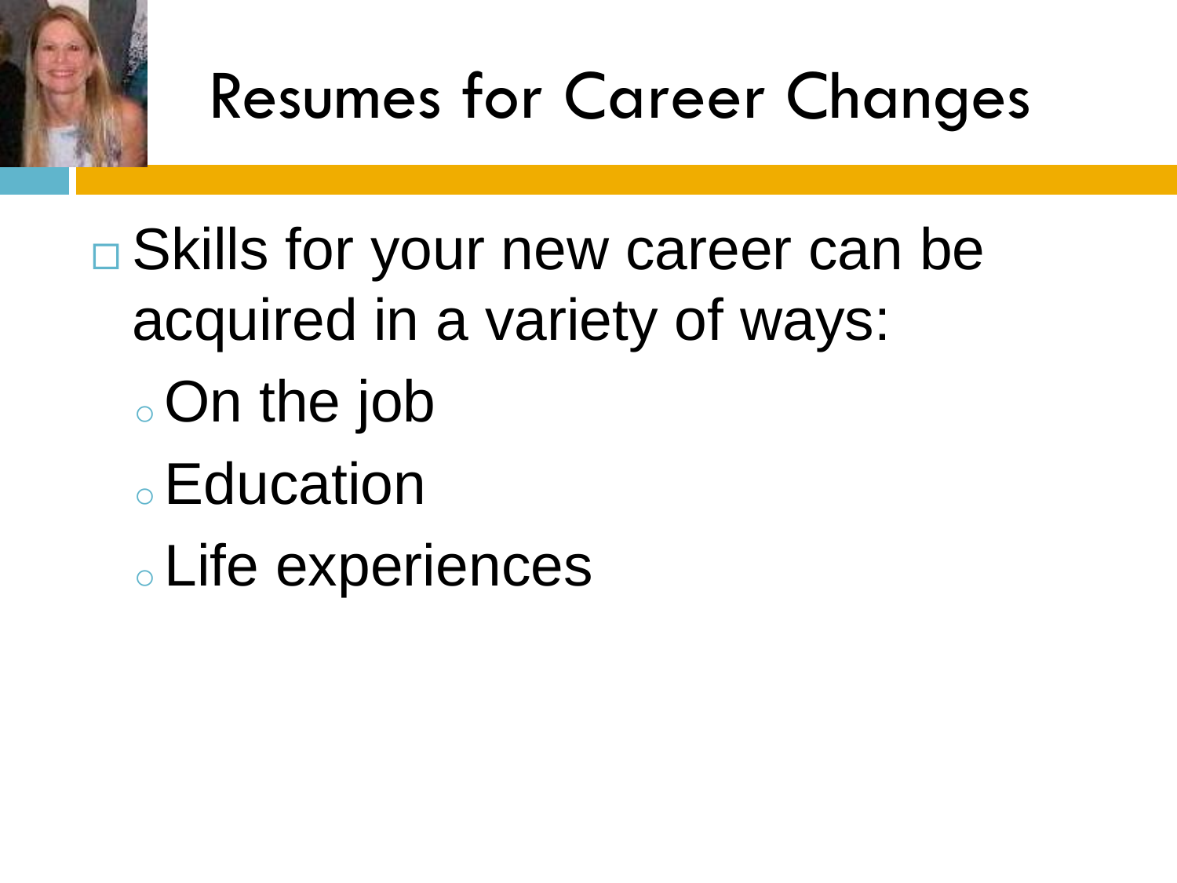# Resumes for Career Changes

- Skills for your new career can be acquired in a variety of ways:
  - On the job
  - Education
  - Life experiences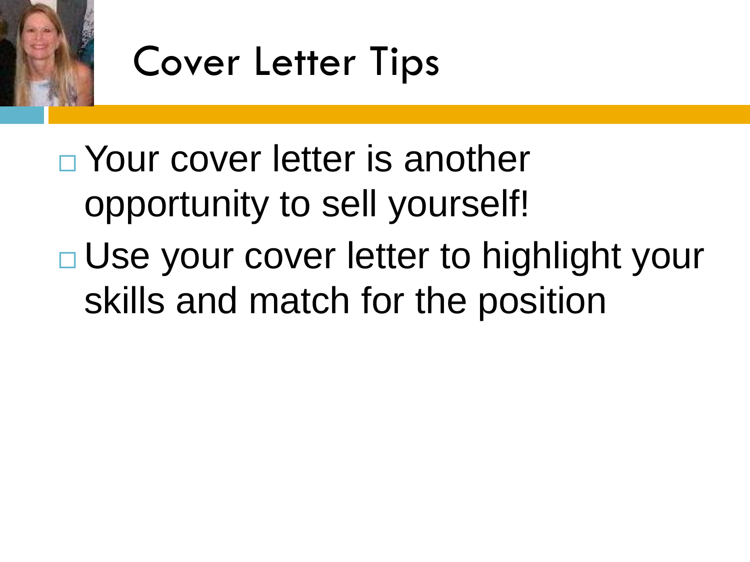# Cover Letter Tips

- Your cover letter is another opportunity to sell yourself!
- Use your cover letter to highlight your skills and match for the position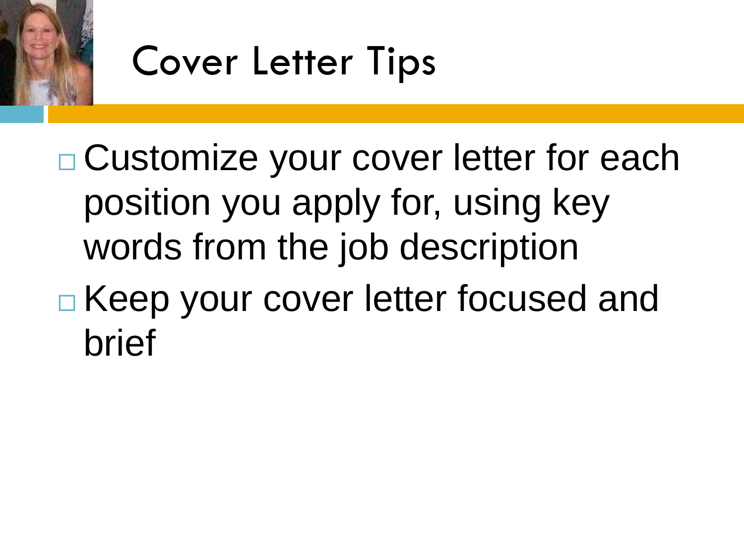# Cover Letter Tips

- Customize your cover letter for each position you apply for, using key words from the job description
- Keep your cover letter focused and brief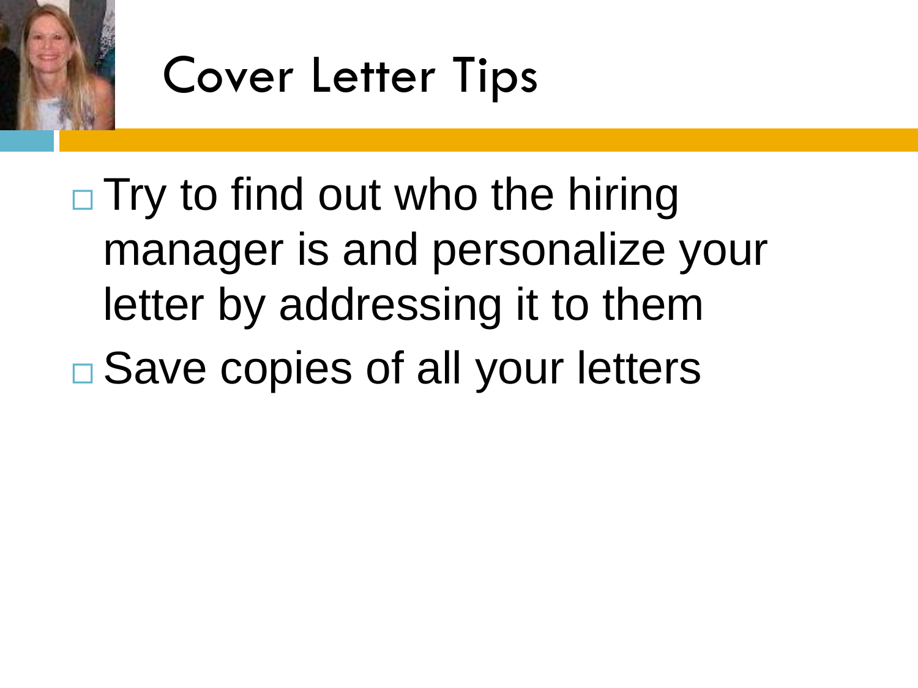# Cover Letter Tips

- Try to find out who the hiring manager is and personalize your letter by addressing it to them
- Save copies of all your letters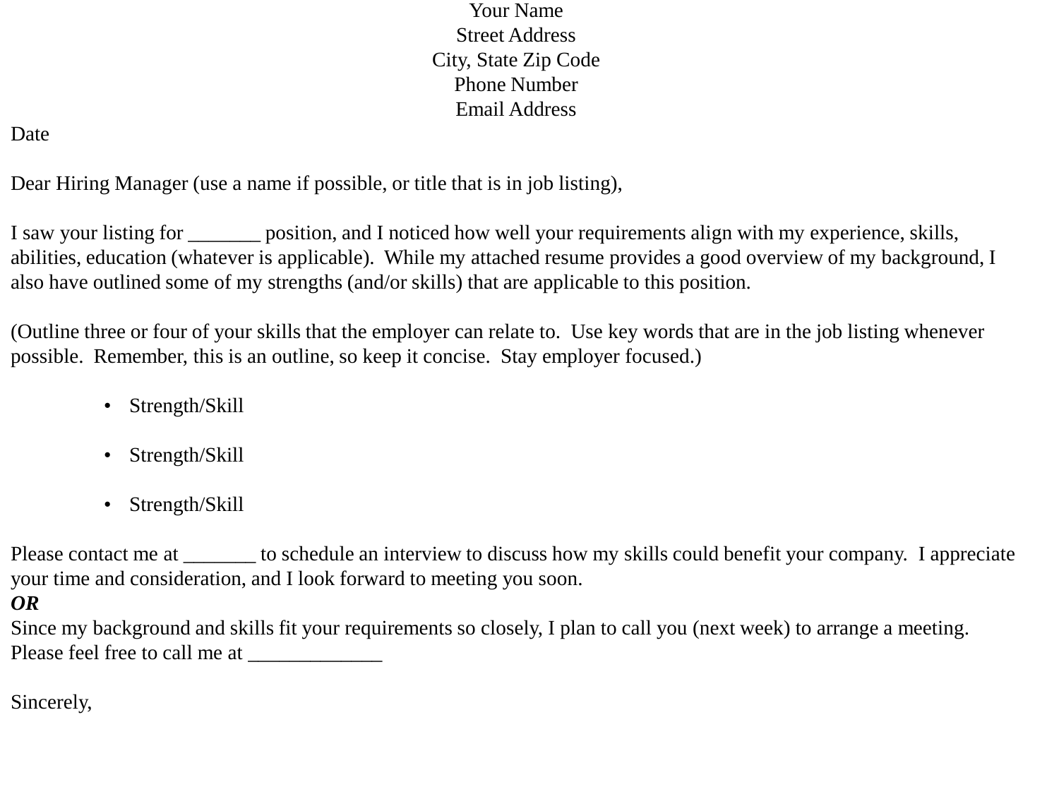Your Name
Street Address
City, State Zip Code
Phone Number
Email Address

Date

Dear Hiring Manager (use a name if possible, or title that is in job listing),

I saw your listing for _______ position, and I noticed how well your requirements align with my experience, skills, abilities, education (whatever is applicable). While my attached resume provides a good overview of my background, I also have outlined some of my strengths (and/or skills) that are applicable to this position.

(Outline three or four of your skills that the employer can relate to. Use key words that are in the job listing whenever possible. Remember, this is an outline, so keep it concise. Stay employer focused.)

- Strength/Skill
- Strength/Skill
- Strength/Skill

Please contact me at _______ to schedule an interview to discuss how my skills could benefit your company. I appreciate your time and consideration, and I look forward to meeting you soon.

***OR***

Since my background and skills fit your requirements so closely, I plan to call you (next week) to arrange a meeting. Please feel free to call me at _____________

Sincerely,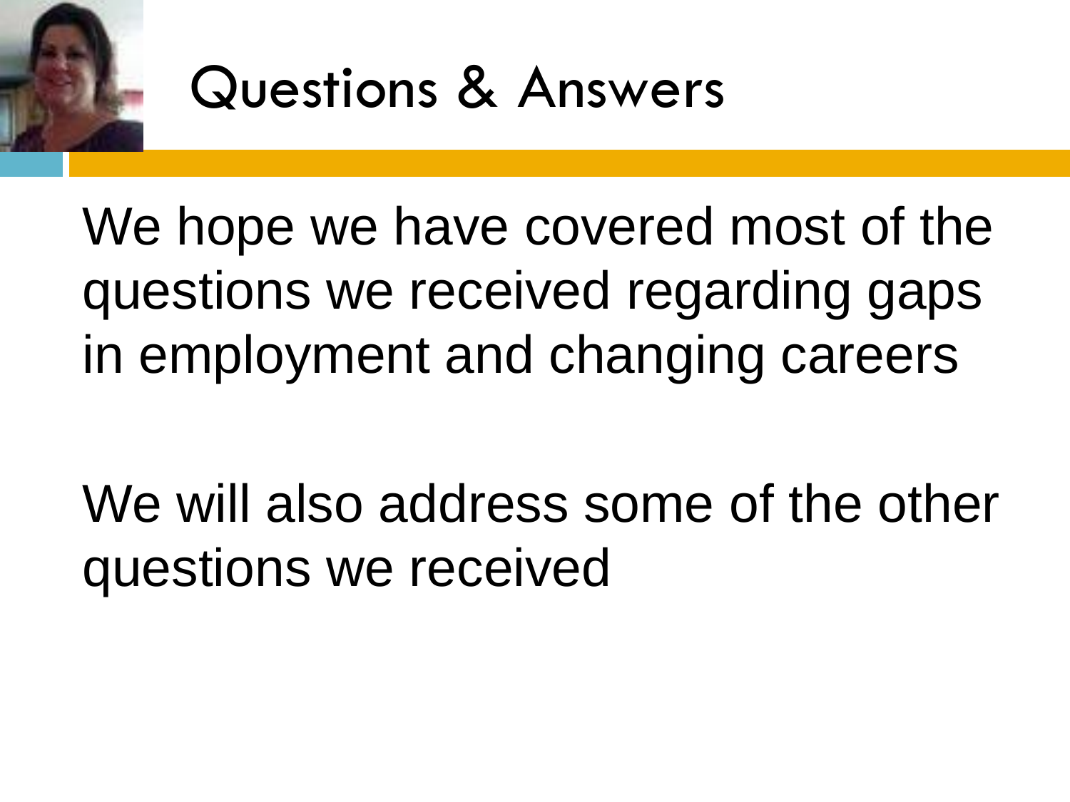# Questions & Answers

We hope we have covered most of the questions we received regarding gaps in employment and changing careers

We will also address some of the other questions we received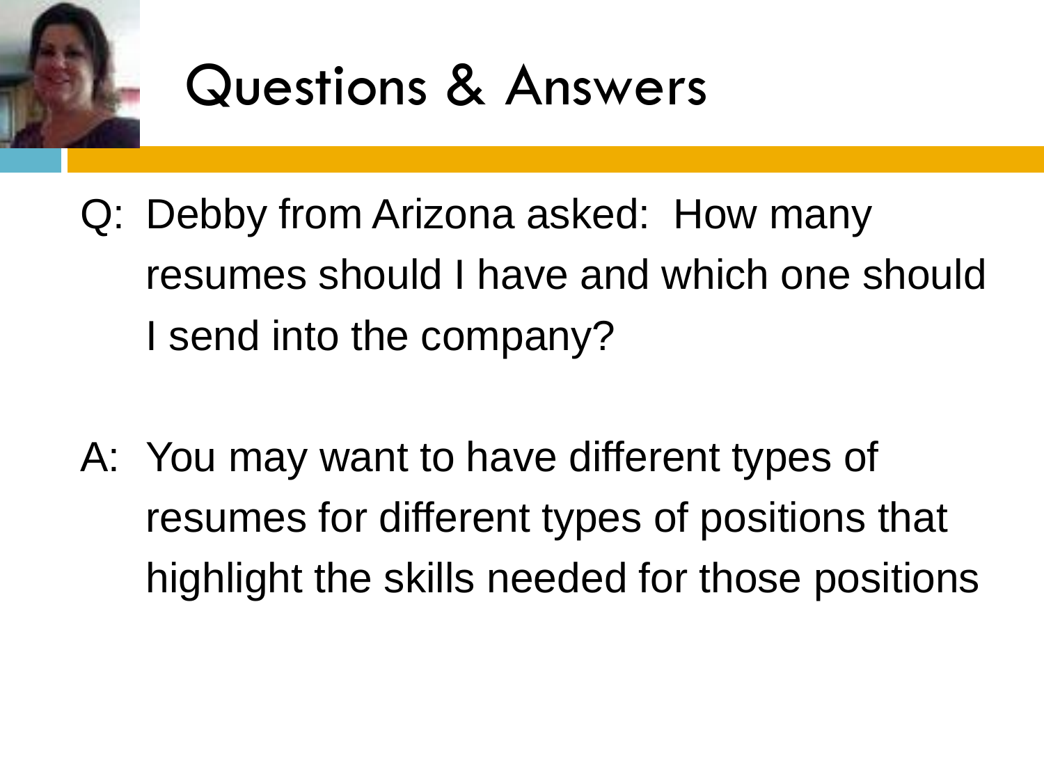# Questions & Answers

Q: Debby from Arizona asked: How many resumes should I have and which one should I send into the company?

A: You may want to have different types of resumes for different types of positions that highlight the skills needed for those positions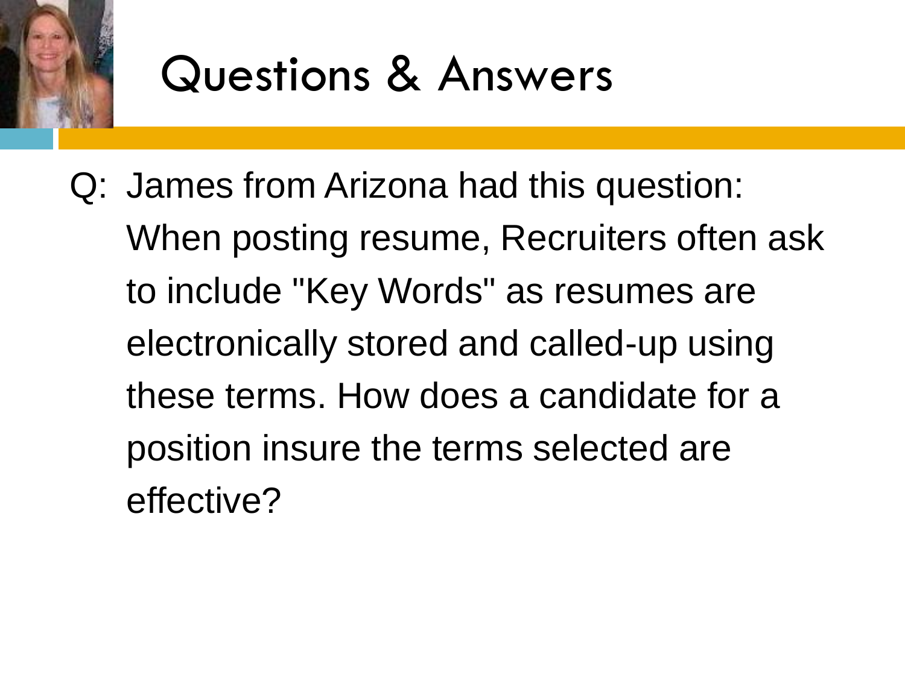# Questions & Answers

Q: James from Arizona had this question: When posting resume, Recruiters often ask to include "Key Words" as resumes are electronically stored and called-up using these terms. How does a candidate for a position insure the terms selected are effective?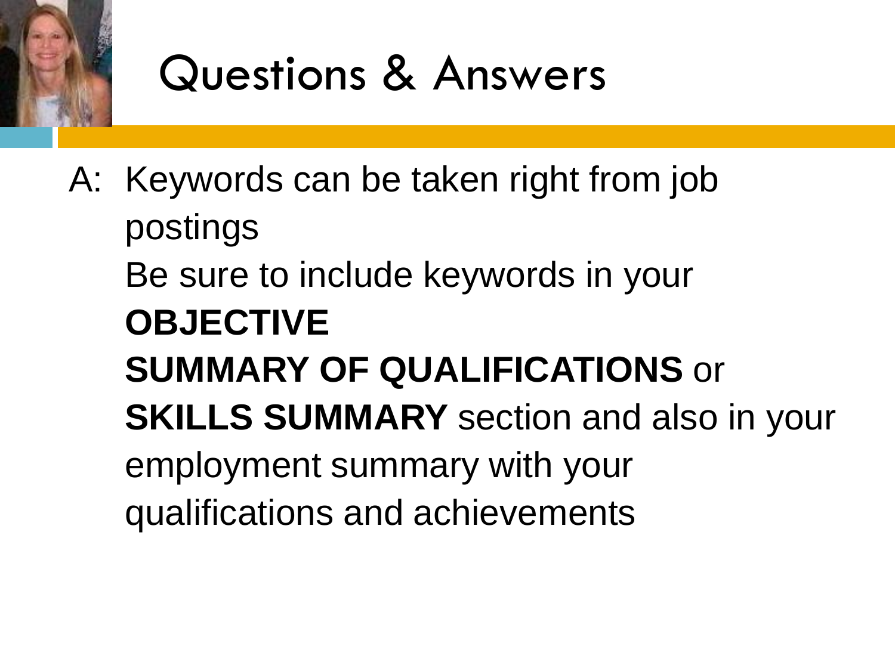# Questions & Answers

A: Keywords can be taken right from job postings

Be sure to include keywords in your

**OBJECTIVE**

**SUMMARY OF QUALIFICATIONS** or **SKILLS SUMMARY** section and also in your employment summary with your qualifications and achievements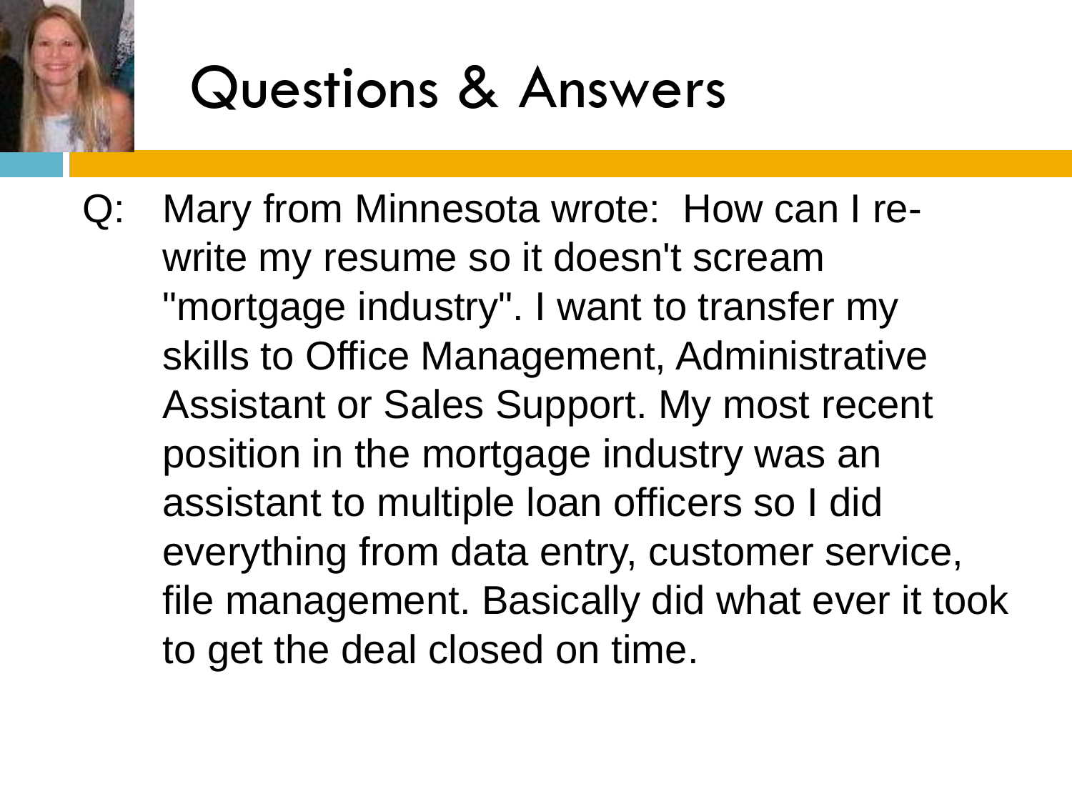# Questions & Answers

Q: Mary from Minnesota wrote: How can I re-write my resume so it doesn't scream "mortgage industry". I want to transfer my skills to Office Management, Administrative Assistant or Sales Support. My most recent position in the mortgage industry was an assistant to multiple loan officers so I did everything from data entry, customer service, file management. Basically did what ever it took to get the deal closed on time.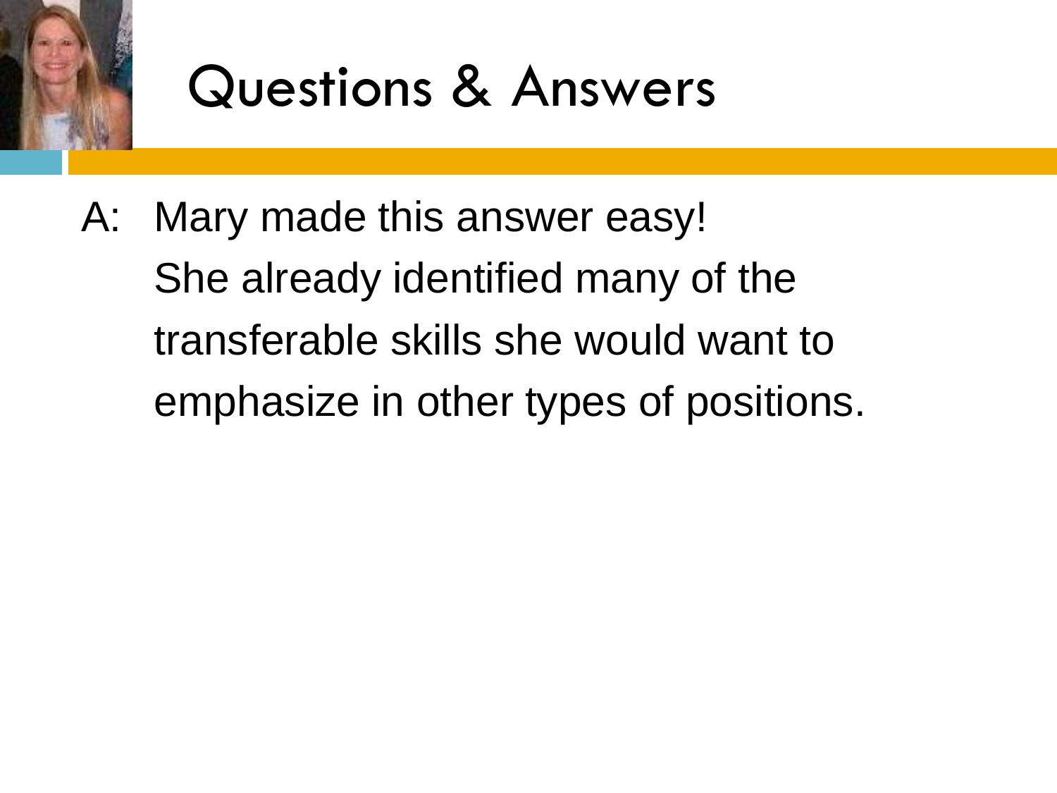# Questions & Answers

A: Mary made this answer easy!
She already identified many of the transferable skills she would want to emphasize in other types of positions.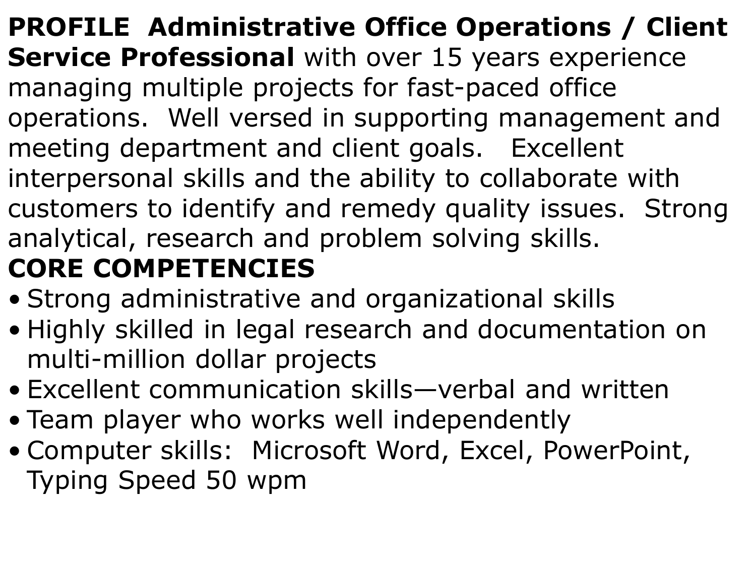**PROFILE  Administrative Office Operations / Client Service Professional** with over 15 years experience managing multiple projects for fast-paced office operations.  Well versed in supporting management and meeting department and client goals.   Excellent interpersonal skills and the ability to collaborate with customers to identify and remedy quality issues.  Strong analytical, research and problem solving skills.

**CORE COMPETENCIES**

- Strong administrative and organizational skills
- Highly skilled in legal research and documentation on multi-million dollar projects
- Excellent communication skills—verbal and written
- Team player who works well independently
- Computer skills:  Microsoft Word, Excel, PowerPoint, Typing Speed 50 wpm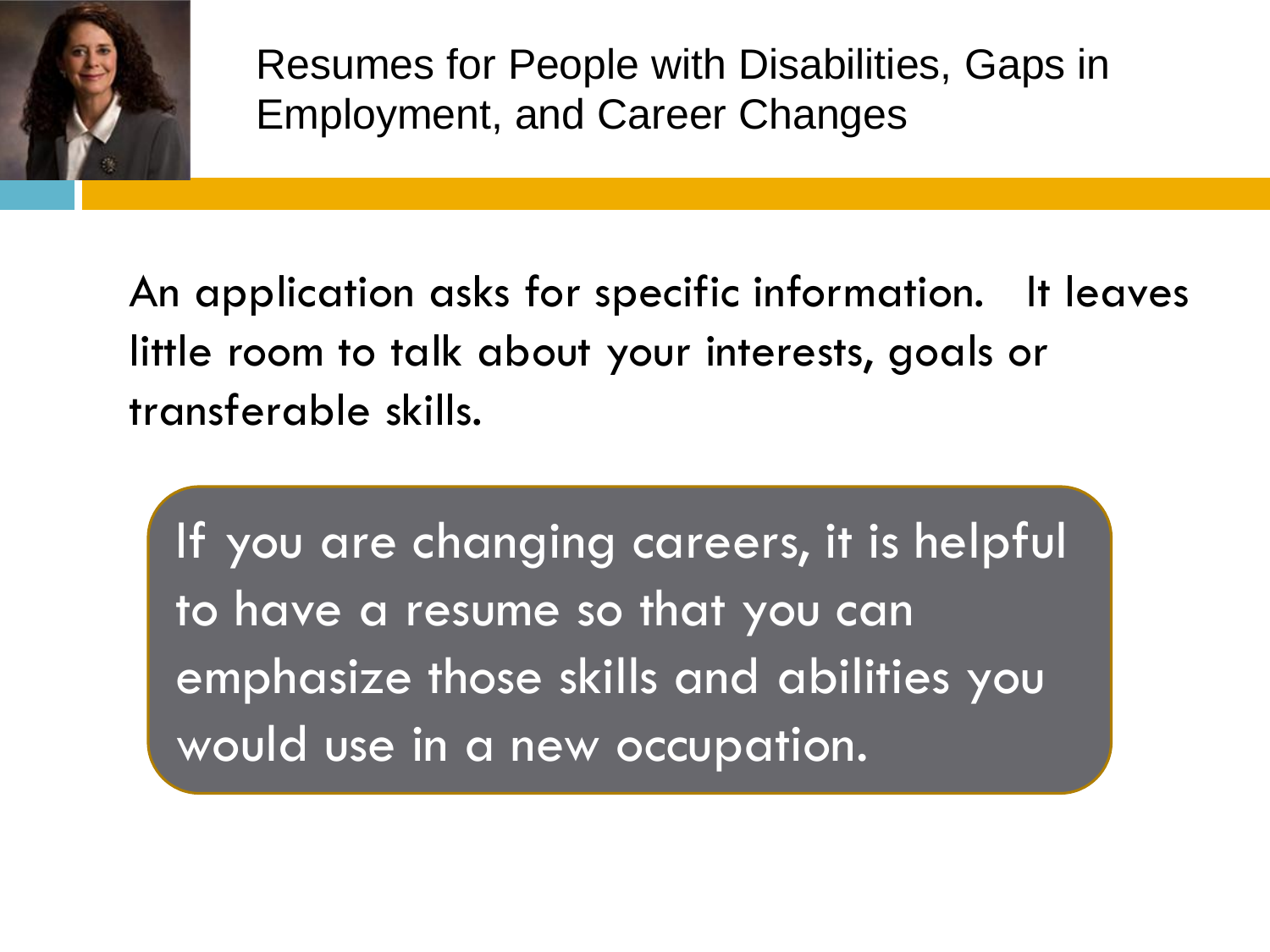# Resumes for People with Disabilities, Gaps in Employment, and Career Changes

An application asks for specific information. It leaves little room to talk about your interests, goals or transferable skills.

If you are changing careers, it is helpful to have a resume so that you can emphasize those skills and abilities you would use in a new occupation.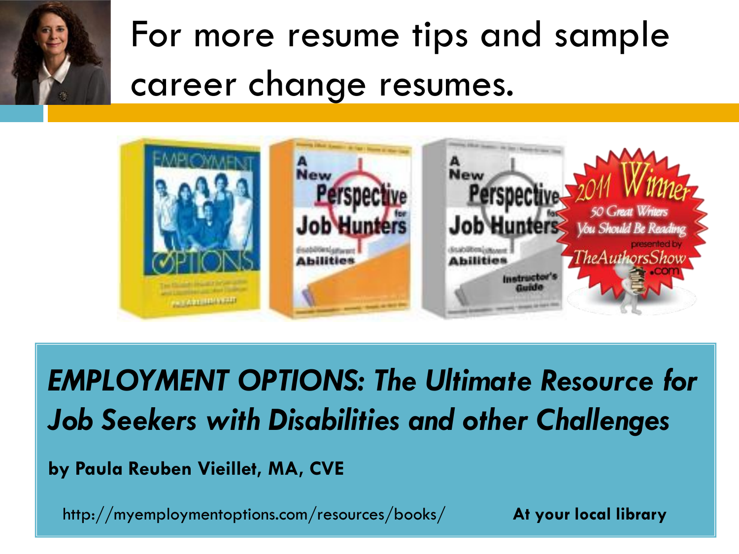# For more resume tips and sample career change resumes.

***EMPLOYMENT OPTIONS: The Ultimate Resource for Job Seekers with Disabilities and other Challenges***

**by Paula Reuben Vieillet, MA, CVE**

http://myemploymentoptions.com/resources/books/ **At your local library**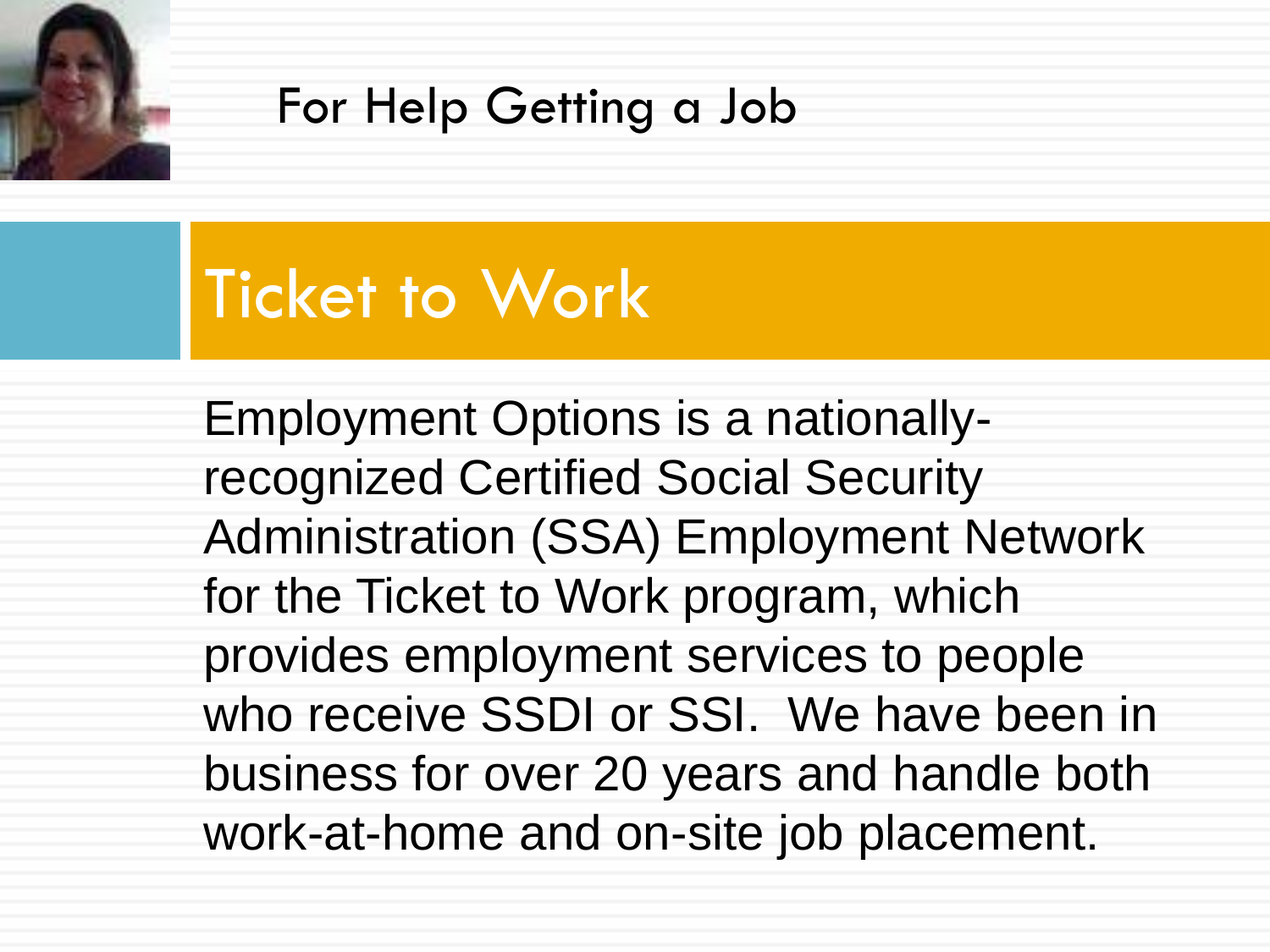For Help Getting a Job

# Ticket to Work

Employment Options is a nationally-recognized Certified Social Security Administration (SSA) Employment Network for the Ticket to Work program, which provides employment services to people who receive SSDI or SSI.  We have been in business for over 20 years and handle both work-at-home and on-site job placement.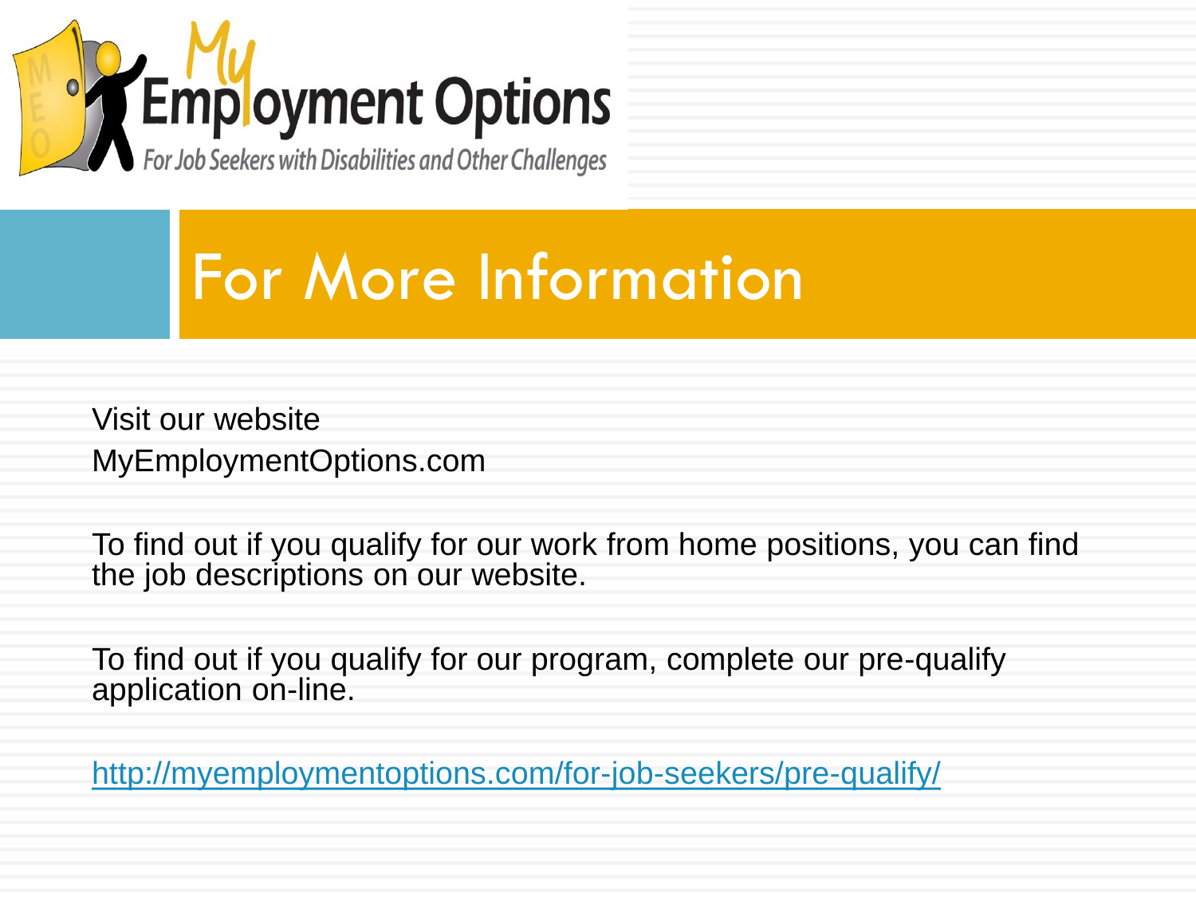My Employment Options

For Job Seekers with Disabilities and Other Challenges

# For More Information

Visit our website
MyEmploymentOptions.com

To find out if you qualify for our work from home positions, you can find the job descriptions on our website.

To find out if you qualify for our program, complete our pre-qualify application on-line.

http://myemploymentoptions.com/for-job-seekers/pre-qualify/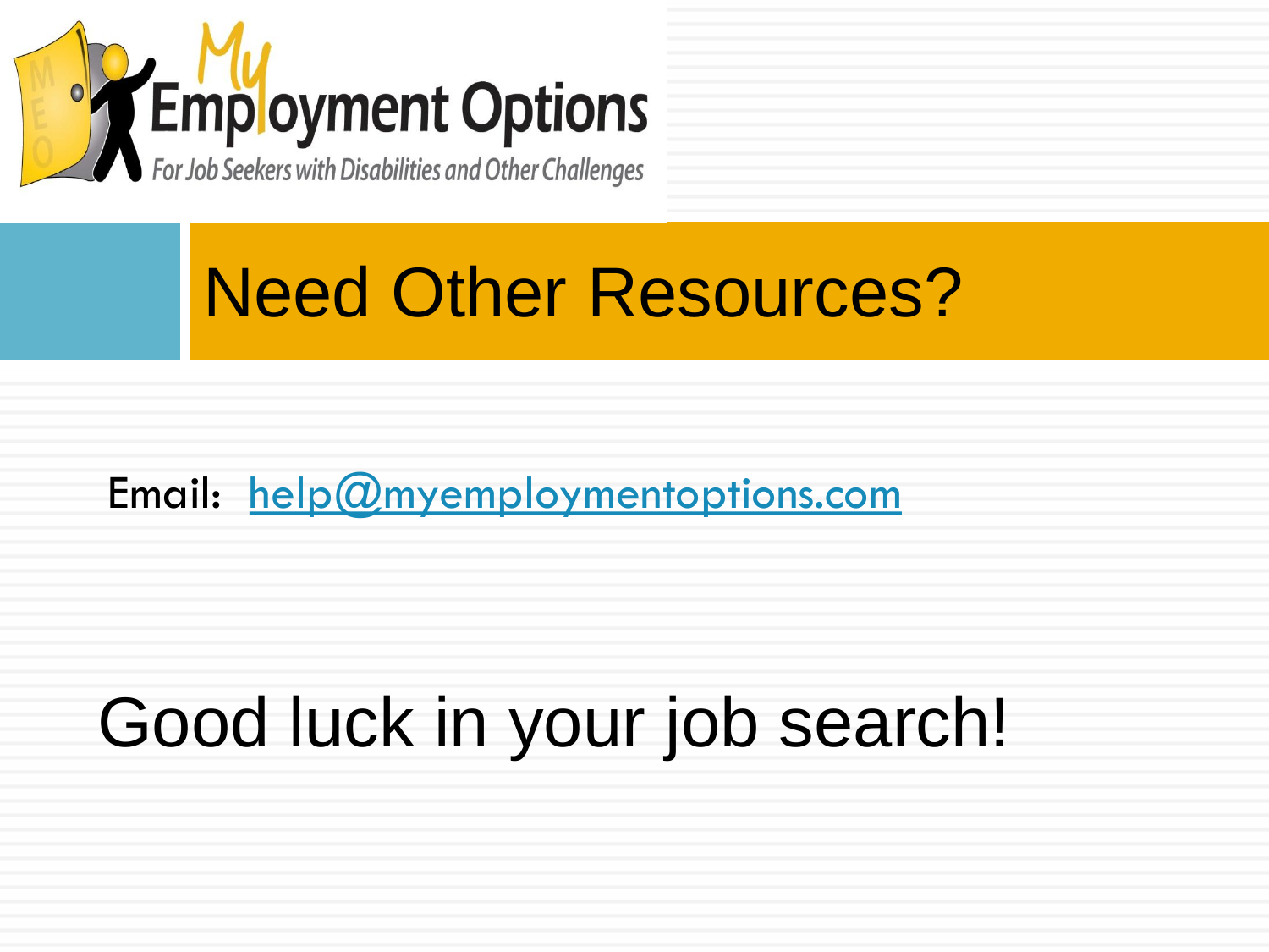My Employment Options

For Job Seekers with Disabilities and Other Challenges

# Need Other Resources?

Email: help@myemploymentoptions.com

Good luck in your job search!